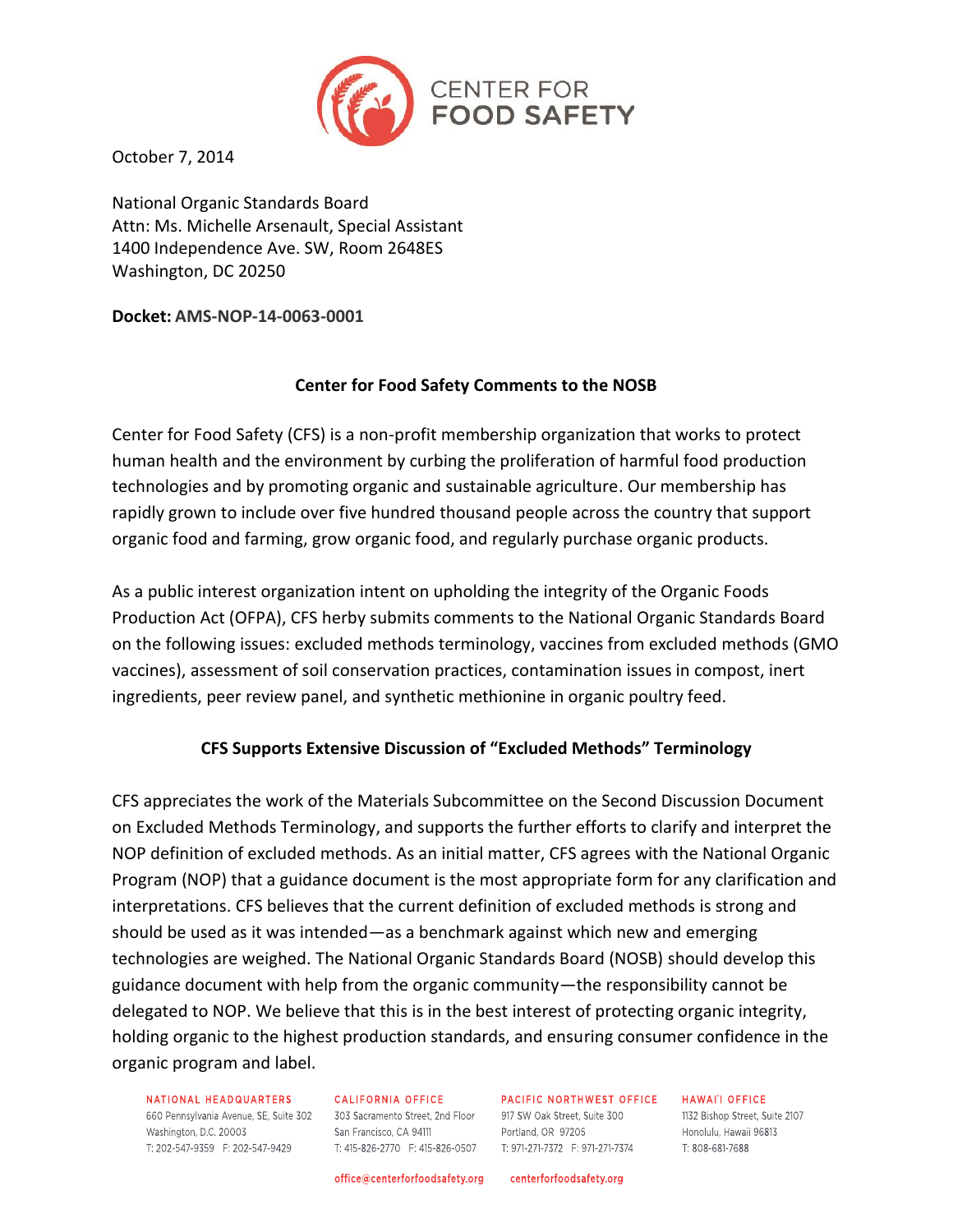October 7, 2014

National Organic Standards Board
Attn: Ms. Michelle Arsenault, Special Assistant
1400 Independence Ave. SW, Room 2648ES
Washington, DC 20250

**Docket: AMS-NOP-14-0063-0001**

## Center for Food Safety Comments to the NOSB

Center for Food Safety (CFS) is a non-profit membership organization that works to protect human health and the environment by curbing the proliferation of harmful food production technologies and by promoting organic and sustainable agriculture. Our membership has rapidly grown to include over five hundred thousand people across the country that support organic food and farming, grow organic food, and regularly purchase organic products.

As a public interest organization intent on upholding the integrity of the Organic Foods Production Act (OFPA), CFS herby submits comments to the National Organic Standards Board on the following issues: excluded methods terminology, vaccines from excluded methods (GMO vaccines), assessment of soil conservation practices, contamination issues in compost, inert ingredients, peer review panel, and synthetic methionine in organic poultry feed.

## CFS Supports Extensive Discussion of "Excluded Methods" Terminology

CFS appreciates the work of the Materials Subcommittee on the Second Discussion Document on Excluded Methods Terminology, and supports the further efforts to clarify and interpret the NOP definition of excluded methods. As an initial matter, CFS agrees with the National Organic Program (NOP) that a guidance document is the most appropriate form for any clarification and interpretations. CFS believes that the current definition of excluded methods is strong and should be used as it was intended—as a benchmark against which new and emerging technologies are weighed. The National Organic Standards Board (NOSB) should develop this guidance document with help from the organic community—the responsibility cannot be delegated to NOP. We believe that this is in the best interest of protecting organic integrity, holding organic to the highest production standards, and ensuring consumer confidence in the organic program and label.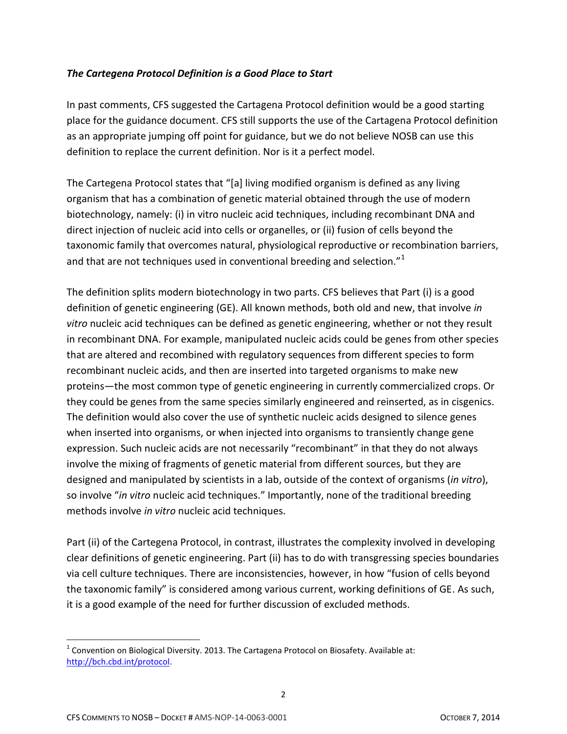### ***The Cartegena Protocol Definition is a Good Place to Start***

In past comments, CFS suggested the Cartagena Protocol definition would be a good starting place for the guidance document. CFS still supports the use of the Cartagena Protocol definition as an appropriate jumping off point for guidance, but we do not believe NOSB can use this definition to replace the current definition. Nor is it a perfect model.

The Cartegena Protocol states that "[a] living modified organism is defined as any living organism that has a combination of genetic material obtained through the use of modern biotechnology, namely: (i) in vitro nucleic acid techniques, including recombinant DNA and direct injection of nucleic acid into cells or organelles, or (ii) fusion of cells beyond the taxonomic family that overcomes natural, physiological reproductive or recombination barriers, and that are not techniques used in conventional breeding and selection."[1]

The definition splits modern biotechnology in two parts. CFS believes that Part (i) is a good definition of genetic engineering (GE). All known methods, both old and new, that involve *in vitro* nucleic acid techniques can be defined as genetic engineering, whether or not they result in recombinant DNA. For example, manipulated nucleic acids could be genes from other species that are altered and recombined with regulatory sequences from different species to form recombinant nucleic acids, and then are inserted into targeted organisms to make new proteins—the most common type of genetic engineering in currently commercialized crops. Or they could be genes from the same species similarly engineered and reinserted, as in cisgenics. The definition would also cover the use of synthetic nucleic acids designed to silence genes when inserted into organisms, or when injected into organisms to transiently change gene expression. Such nucleic acids are not necessarily "recombinant" in that they do not always involve the mixing of fragments of genetic material from different sources, but they are designed and manipulated by scientists in a lab, outside of the context of organisms (*in vitro*), so involve "*in vitro* nucleic acid techniques." Importantly, none of the traditional breeding methods involve *in vitro* nucleic acid techniques.

Part (ii) of the Cartegena Protocol, in contrast, illustrates the complexity involved in developing clear definitions of genetic engineering. Part (ii) has to do with transgressing species boundaries via cell culture techniques. There are inconsistencies, however, in how "fusion of cells beyond the taxonomic family" is considered among various current, working definitions of GE. As such, it is a good example of the need for further discussion of excluded methods.

[1] Convention on Biological Diversity. 2013. The Cartagena Protocol on Biosafety. Available at: http://bch.cbd.int/protocol.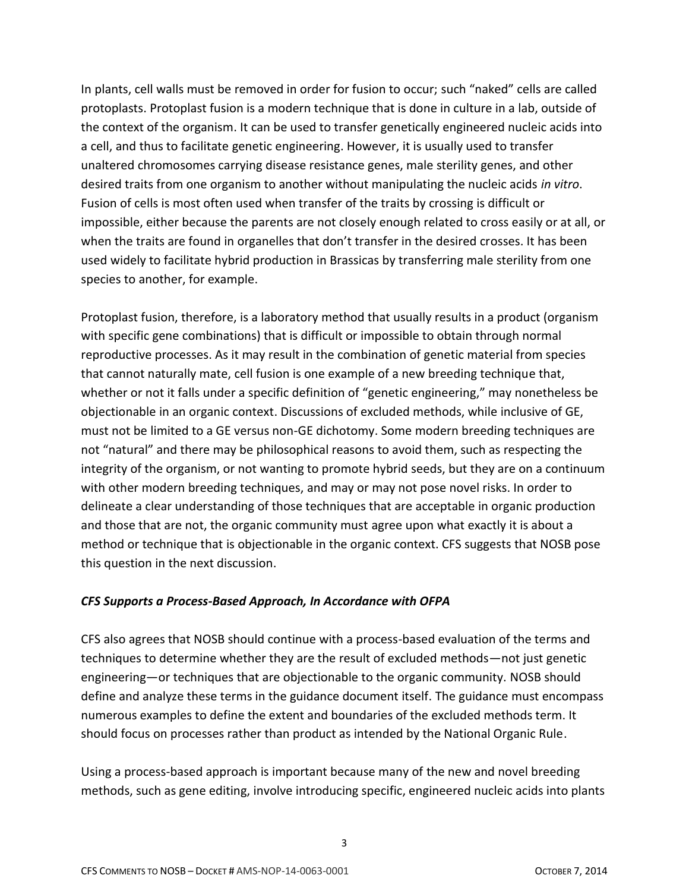In plants, cell walls must be removed in order for fusion to occur; such "naked" cells are called protoplasts. Protoplast fusion is a modern technique that is done in culture in a lab, outside of the context of the organism. It can be used to transfer genetically engineered nucleic acids into a cell, and thus to facilitate genetic engineering. However, it is usually used to transfer unaltered chromosomes carrying disease resistance genes, male sterility genes, and other desired traits from one organism to another without manipulating the nucleic acids *in vitro*. Fusion of cells is most often used when transfer of the traits by crossing is difficult or impossible, either because the parents are not closely enough related to cross easily or at all, or when the traits are found in organelles that don't transfer in the desired crosses. It has been used widely to facilitate hybrid production in Brassicas by transferring male sterility from one species to another, for example.

Protoplast fusion, therefore, is a laboratory method that usually results in a product (organism with specific gene combinations) that is difficult or impossible to obtain through normal reproductive processes. As it may result in the combination of genetic material from species that cannot naturally mate, cell fusion is one example of a new breeding technique that, whether or not it falls under a specific definition of "genetic engineering," may nonetheless be objectionable in an organic context. Discussions of excluded methods, while inclusive of GE, must not be limited to a GE versus non-GE dichotomy. Some modern breeding techniques are not "natural" and there may be philosophical reasons to avoid them, such as respecting the integrity of the organism, or not wanting to promote hybrid seeds, but they are on a continuum with other modern breeding techniques, and may or may not pose novel risks. In order to delineate a clear understanding of those techniques that are acceptable in organic production and those that are not, the organic community must agree upon what exactly it is about a method or technique that is objectionable in the organic context. CFS suggests that NOSB pose this question in the next discussion.

### *CFS Supports a Process-Based Approach, In Accordance with OFPA*

CFS also agrees that NOSB should continue with a process-based evaluation of the terms and techniques to determine whether they are the result of excluded methods—not just genetic engineering—or techniques that are objectionable to the organic community. NOSB should define and analyze these terms in the guidance document itself. The guidance must encompass numerous examples to define the extent and boundaries of the excluded methods term. It should focus on processes rather than product as intended by the National Organic Rule.

Using a process-based approach is important because many of the new and novel breeding methods, such as gene editing, involve introducing specific, engineered nucleic acids into plants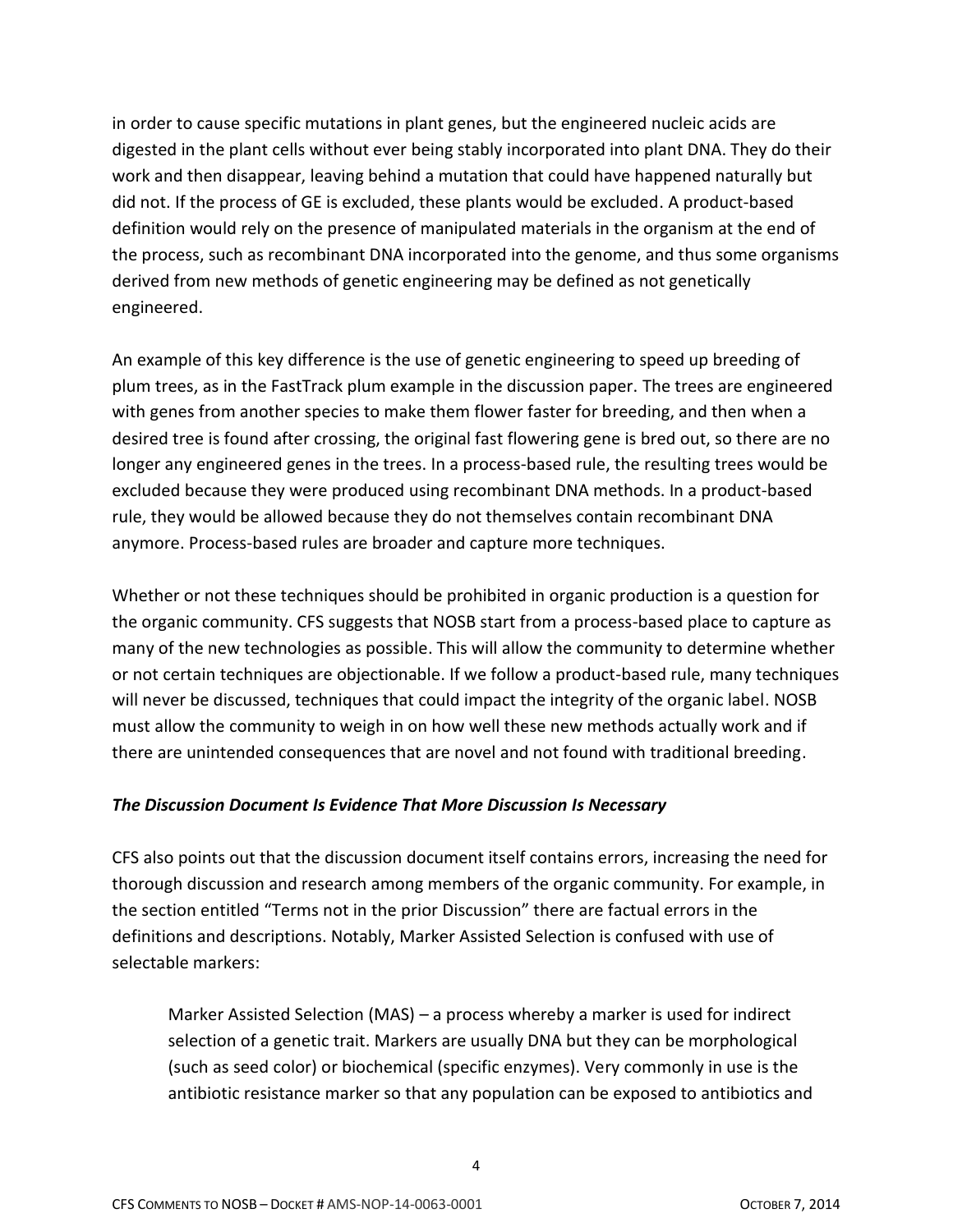in order to cause specific mutations in plant genes, but the engineered nucleic acids are digested in the plant cells without ever being stably incorporated into plant DNA. They do their work and then disappear, leaving behind a mutation that could have happened naturally but did not. If the process of GE is excluded, these plants would be excluded. A product-based definition would rely on the presence of manipulated materials in the organism at the end of the process, such as recombinant DNA incorporated into the genome, and thus some organisms derived from new methods of genetic engineering may be defined as not genetically engineered.

An example of this key difference is the use of genetic engineering to speed up breeding of plum trees, as in the FastTrack plum example in the discussion paper. The trees are engineered with genes from another species to make them flower faster for breeding, and then when a desired tree is found after crossing, the original fast flowering gene is bred out, so there are no longer any engineered genes in the trees. In a process-based rule, the resulting trees would be excluded because they were produced using recombinant DNA methods. In a product-based rule, they would be allowed because they do not themselves contain recombinant DNA anymore. Process-based rules are broader and capture more techniques.

Whether or not these techniques should be prohibited in organic production is a question for the organic community. CFS suggests that NOSB start from a process-based place to capture as many of the new technologies as possible. This will allow the community to determine whether or not certain techniques are objectionable. If we follow a product-based rule, many techniques will never be discussed, techniques that could impact the integrity of the organic label. NOSB must allow the community to weigh in on how well these new methods actually work and if there are unintended consequences that are novel and not found with traditional breeding.

***The Discussion Document Is Evidence That More Discussion Is Necessary***

CFS also points out that the discussion document itself contains errors, increasing the need for thorough discussion and research among members of the organic community. For example, in the section entitled "Terms not in the prior Discussion" there are factual errors in the definitions and descriptions. Notably, Marker Assisted Selection is confused with use of selectable markers:

> Marker Assisted Selection (MAS) – a process whereby a marker is used for indirect selection of a genetic trait. Markers are usually DNA but they can be morphological (such as seed color) or biochemical (specific enzymes). Very commonly in use is the antibiotic resistance marker so that any population can be exposed to antibiotics and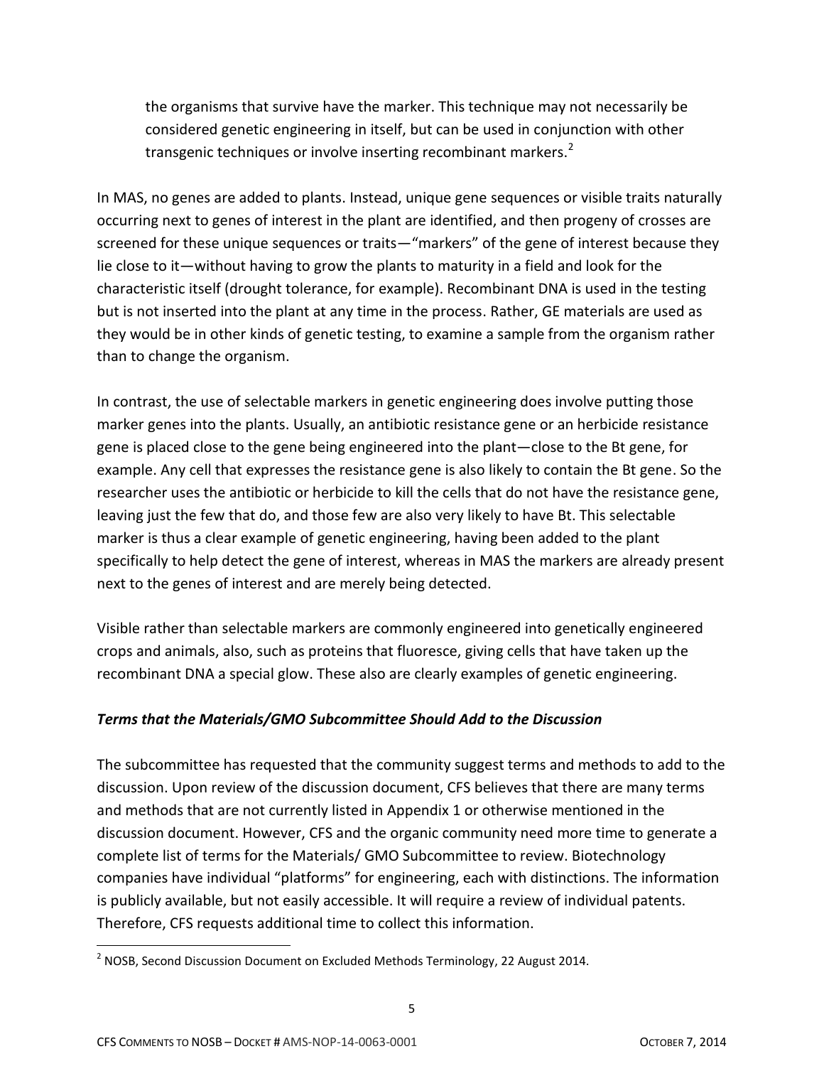> the organisms that survive have the marker. This technique may not necessarily be considered genetic engineering in itself, but can be used in conjunction with other transgenic techniques or involve inserting recombinant markers.[2]

In MAS, no genes are added to plants. Instead, unique gene sequences or visible traits naturally occurring next to genes of interest in the plant are identified, and then progeny of crosses are screened for these unique sequences or traits—"markers" of the gene of interest because they lie close to it—without having to grow the plants to maturity in a field and look for the characteristic itself (drought tolerance, for example). Recombinant DNA is used in the testing but is not inserted into the plant at any time in the process. Rather, GE materials are used as they would be in other kinds of genetic testing, to examine a sample from the organism rather than to change the organism.

In contrast, the use of selectable markers in genetic engineering does involve putting those marker genes into the plants. Usually, an antibiotic resistance gene or an herbicide resistance gene is placed close to the gene being engineered into the plant—close to the Bt gene, for example. Any cell that expresses the resistance gene is also likely to contain the Bt gene. So the researcher uses the antibiotic or herbicide to kill the cells that do not have the resistance gene, leaving just the few that do, and those few are also very likely to have Bt. This selectable marker is thus a clear example of genetic engineering, having been added to the plant specifically to help detect the gene of interest, whereas in MAS the markers are already present next to the genes of interest and are merely being detected.

Visible rather than selectable markers are commonly engineered into genetically engineered crops and animals, also, such as proteins that fluoresce, giving cells that have taken up the recombinant DNA a special glow. These also are clearly examples of genetic engineering.

### *Terms that the Materials/GMO Subcommittee Should Add to the Discussion*

The subcommittee has requested that the community suggest terms and methods to add to the discussion. Upon review of the discussion document, CFS believes that there are many terms and methods that are not currently listed in Appendix 1 or otherwise mentioned in the discussion document. However, CFS and the organic community need more time to generate a complete list of terms for the Materials/ GMO Subcommittee to review. Biotechnology companies have individual "platforms" for engineering, each with distinctions. The information is publicly available, but not easily accessible. It will require a review of individual patents. Therefore, CFS requests additional time to collect this information.

---

[2] NOSB, Second Discussion Document on Excluded Methods Terminology, 22 August 2014.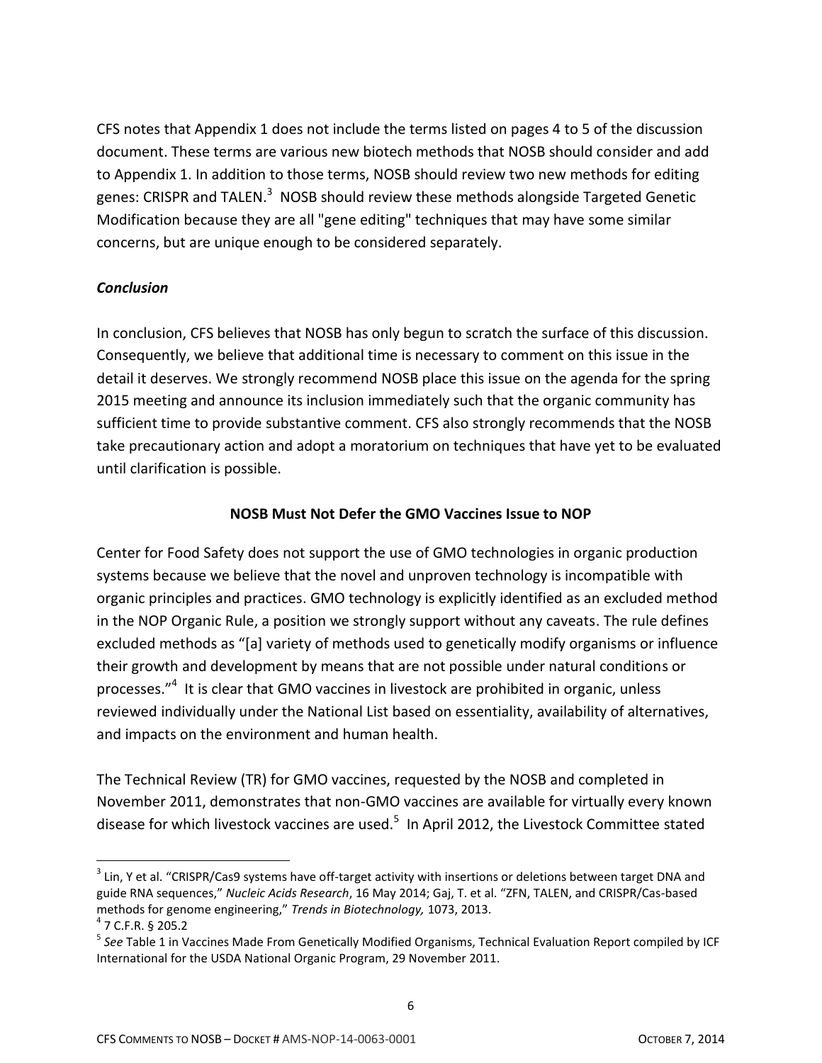CFS notes that Appendix 1 does not include the terms listed on pages 4 to 5 of the discussion document. These terms are various new biotech methods that NOSB should consider and add to Appendix 1. In addition to those terms, NOSB should review two new methods for editing genes: CRISPR and TALEN.[3] NOSB should review these methods alongside Targeted Genetic Modification because they are all "gene editing" techniques that may have some similar concerns, but are unique enough to be considered separately.

### *Conclusion*

In conclusion, CFS believes that NOSB has only begun to scratch the surface of this discussion. Consequently, we believe that additional time is necessary to comment on this issue in the detail it deserves. We strongly recommend NOSB place this issue on the agenda for the spring 2015 meeting and announce its inclusion immediately such that the organic community has sufficient time to provide substantive comment. CFS also strongly recommends that the NOSB take precautionary action and adopt a moratorium on techniques that have yet to be evaluated until clarification is possible.

## NOSB Must Not Defer the GMO Vaccines Issue to NOP

Center for Food Safety does not support the use of GMO technologies in organic production systems because we believe that the novel and unproven technology is incompatible with organic principles and practices. GMO technology is explicitly identified as an excluded method in the NOP Organic Rule, a position we strongly support without any caveats. The rule defines excluded methods as "[a] variety of methods used to genetically modify organisms or influence their growth and development by means that are not possible under natural conditions or processes."[4] It is clear that GMO vaccines in livestock are prohibited in organic, unless reviewed individually under the National List based on essentiality, availability of alternatives, and impacts on the environment and human health.

The Technical Review (TR) for GMO vaccines, requested by the NOSB and completed in November 2011, demonstrates that non-GMO vaccines are available for virtually every known disease for which livestock vaccines are used.[5] In April 2012, the Livestock Committee stated

---

[3] Lin, Y et al. "CRISPR/Cas9 systems have off-target activity with insertions or deletions between target DNA and guide RNA sequences," *Nucleic Acids Research*, 16 May 2014; Gaj, T. et al. "ZFN, TALEN, and CRISPR/Cas-based methods for genome engineering," *Trends in Biotechnology,* 1073, 2013.

[4] 7 C.F.R. § 205.2

[5] *See* Table 1 in Vaccines Made From Genetically Modified Organisms, Technical Evaluation Report compiled by ICF International for the USDA National Organic Program, 29 November 2011.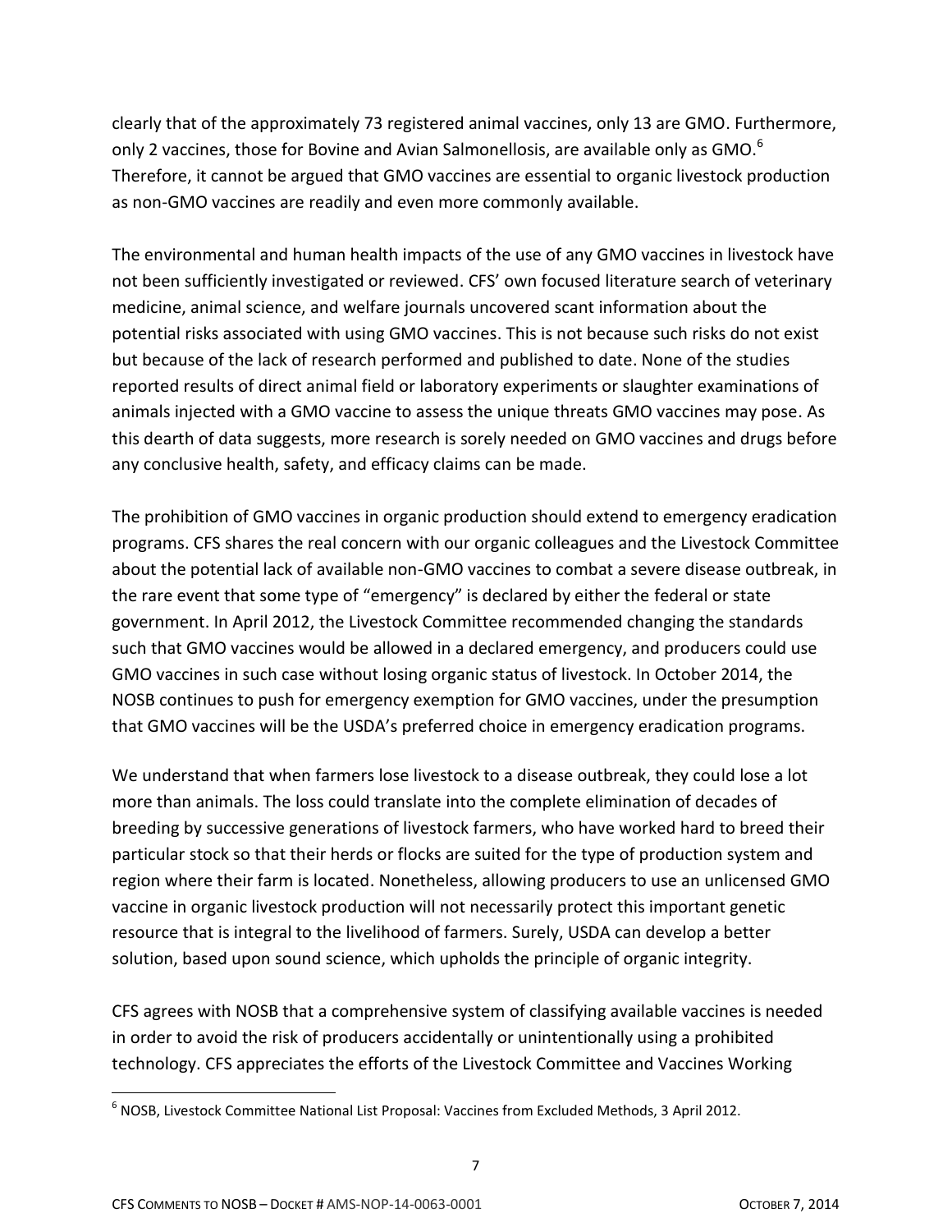clearly that of the approximately 73 registered animal vaccines, only 13 are GMO. Furthermore, only 2 vaccines, those for Bovine and Avian Salmonellosis, are available only as GMO.[6] Therefore, it cannot be argued that GMO vaccines are essential to organic livestock production as non-GMO vaccines are readily and even more commonly available.

The environmental and human health impacts of the use of any GMO vaccines in livestock have not been sufficiently investigated or reviewed. CFS' own focused literature search of veterinary medicine, animal science, and welfare journals uncovered scant information about the potential risks associated with using GMO vaccines. This is not because such risks do not exist but because of the lack of research performed and published to date. None of the studies reported results of direct animal field or laboratory experiments or slaughter examinations of animals injected with a GMO vaccine to assess the unique threats GMO vaccines may pose. As this dearth of data suggests, more research is sorely needed on GMO vaccines and drugs before any conclusive health, safety, and efficacy claims can be made.

The prohibition of GMO vaccines in organic production should extend to emergency eradication programs. CFS shares the real concern with our organic colleagues and the Livestock Committee about the potential lack of available non-GMO vaccines to combat a severe disease outbreak, in the rare event that some type of "emergency" is declared by either the federal or state government. In April 2012, the Livestock Committee recommended changing the standards such that GMO vaccines would be allowed in a declared emergency, and producers could use GMO vaccines in such case without losing organic status of livestock. In October 2014, the NOSB continues to push for emergency exemption for GMO vaccines, under the presumption that GMO vaccines will be the USDA's preferred choice in emergency eradication programs.

We understand that when farmers lose livestock to a disease outbreak, they could lose a lot more than animals. The loss could translate into the complete elimination of decades of breeding by successive generations of livestock farmers, who have worked hard to breed their particular stock so that their herds or flocks are suited for the type of production system and region where their farm is located. Nonetheless, allowing producers to use an unlicensed GMO vaccine in organic livestock production will not necessarily protect this important genetic resource that is integral to the livelihood of farmers. Surely, USDA can develop a better solution, based upon sound science, which upholds the principle of organic integrity.

CFS agrees with NOSB that a comprehensive system of classifying available vaccines is needed in order to avoid the risk of producers accidentally or unintentionally using a prohibited technology. CFS appreciates the efforts of the Livestock Committee and Vaccines Working

[6] NOSB, Livestock Committee National List Proposal: Vaccines from Excluded Methods, 3 April 2012.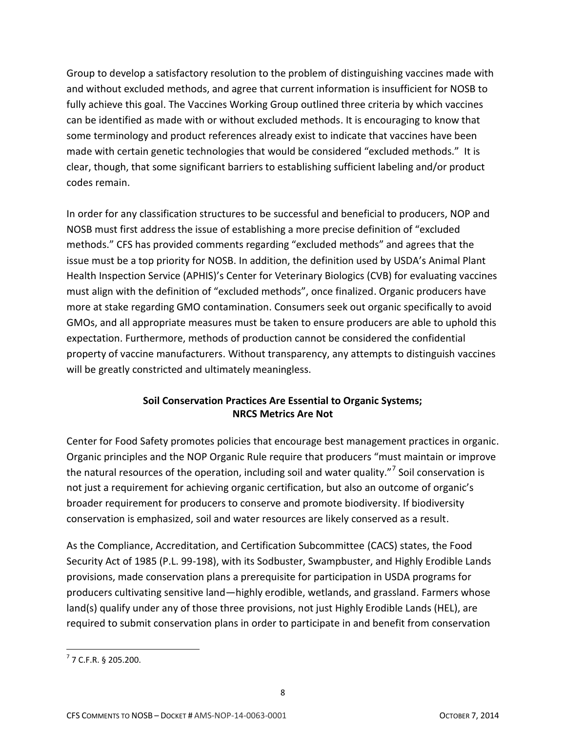Group to develop a satisfactory resolution to the problem of distinguishing vaccines made with and without excluded methods, and agree that current information is insufficient for NOSB to fully achieve this goal. The Vaccines Working Group outlined three criteria by which vaccines can be identified as made with or without excluded methods. It is encouraging to know that some terminology and product references already exist to indicate that vaccines have been made with certain genetic technologies that would be considered "excluded methods." It is clear, though, that some significant barriers to establishing sufficient labeling and/or product codes remain.

In order for any classification structures to be successful and beneficial to producers, NOP and NOSB must first address the issue of establishing a more precise definition of "excluded methods." CFS has provided comments regarding "excluded methods" and agrees that the issue must be a top priority for NOSB. In addition, the definition used by USDA's Animal Plant Health Inspection Service (APHIS)'s Center for Veterinary Biologics (CVB) for evaluating vaccines must align with the definition of "excluded methods", once finalized. Organic producers have more at stake regarding GMO contamination. Consumers seek out organic specifically to avoid GMOs, and all appropriate measures must be taken to ensure producers are able to uphold this expectation. Furthermore, methods of production cannot be considered the confidential property of vaccine manufacturers. Without transparency, any attempts to distinguish vaccines will be greatly constricted and ultimately meaningless.

## Soil Conservation Practices Are Essential to Organic Systems; NRCS Metrics Are Not

Center for Food Safety promotes policies that encourage best management practices in organic. Organic principles and the NOP Organic Rule require that producers "must maintain or improve the natural resources of the operation, including soil and water quality."[7] Soil conservation is not just a requirement for achieving organic certification, but also an outcome of organic's broader requirement for producers to conserve and promote biodiversity. If biodiversity conservation is emphasized, soil and water resources are likely conserved as a result.

As the Compliance, Accreditation, and Certification Subcommittee (CACS) states, the Food Security Act of 1985 (P.L. 99-198), with its Sodbuster, Swampbuster, and Highly Erodible Lands provisions, made conservation plans a prerequisite for participation in USDA programs for producers cultivating sensitive land—highly erodible, wetlands, and grassland. Farmers whose land(s) qualify under any of those three provisions, not just Highly Erodible Lands (HEL), are required to submit conservation plans in order to participate in and benefit from conservation

---

[7] 7 C.F.R. § 205.200.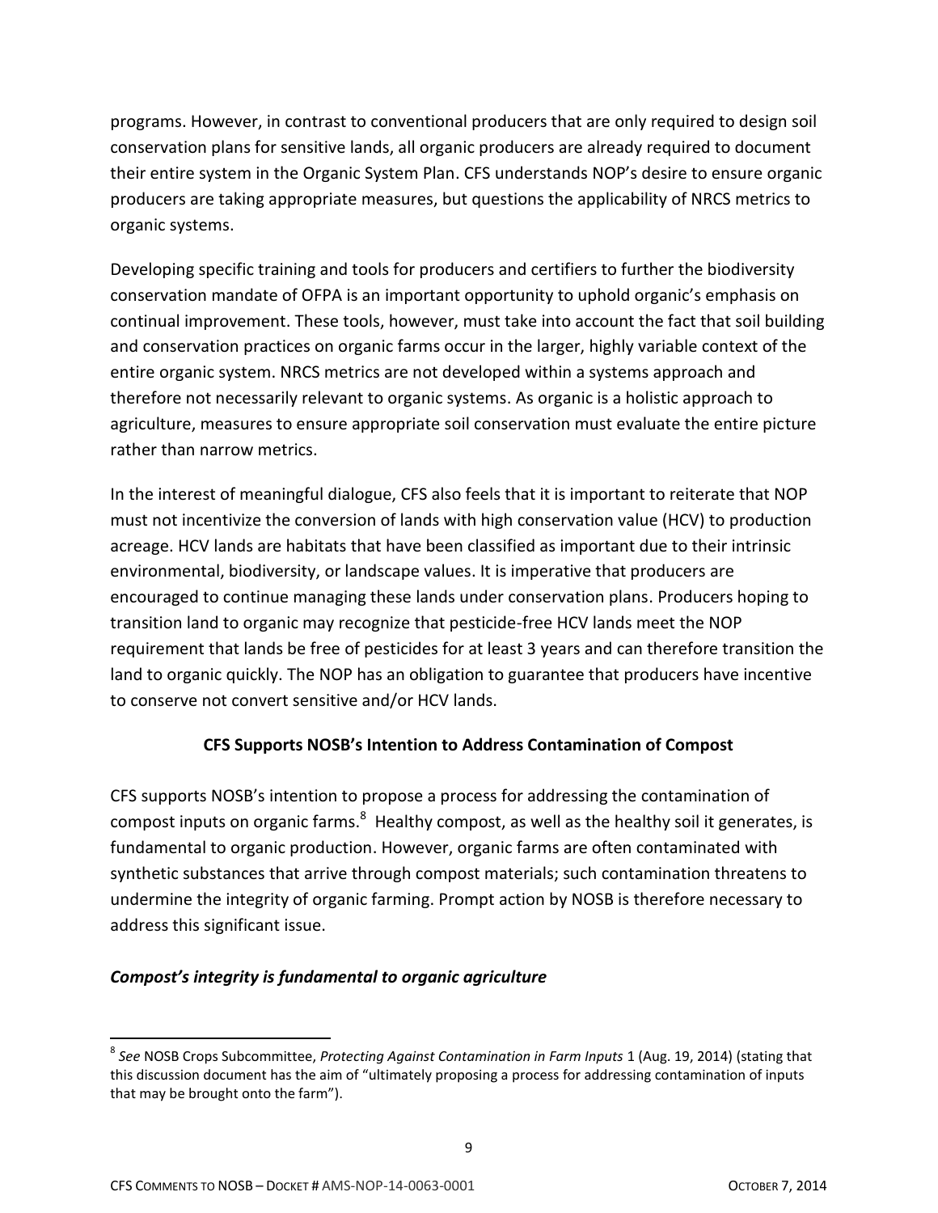programs. However, in contrast to conventional producers that are only required to design soil conservation plans for sensitive lands, all organic producers are already required to document their entire system in the Organic System Plan. CFS understands NOP's desire to ensure organic producers are taking appropriate measures, but questions the applicability of NRCS metrics to organic systems.

Developing specific training and tools for producers and certifiers to further the biodiversity conservation mandate of OFPA is an important opportunity to uphold organic's emphasis on continual improvement. These tools, however, must take into account the fact that soil building and conservation practices on organic farms occur in the larger, highly variable context of the entire organic system. NRCS metrics are not developed within a systems approach and therefore not necessarily relevant to organic systems. As organic is a holistic approach to agriculture, measures to ensure appropriate soil conservation must evaluate the entire picture rather than narrow metrics.

In the interest of meaningful dialogue, CFS also feels that it is important to reiterate that NOP must not incentivize the conversion of lands with high conservation value (HCV) to production acreage. HCV lands are habitats that have been classified as important due to their intrinsic environmental, biodiversity, or landscape values. It is imperative that producers are encouraged to continue managing these lands under conservation plans. Producers hoping to transition land to organic may recognize that pesticide-free HCV lands meet the NOP requirement that lands be free of pesticides for at least 3 years and can therefore transition the land to organic quickly. The NOP has an obligation to guarantee that producers have incentive to conserve not convert sensitive and/or HCV lands.

## CFS Supports NOSB's Intention to Address Contamination of Compost

CFS supports NOSB's intention to propose a process for addressing the contamination of compost inputs on organic farms.[8] Healthy compost, as well as the healthy soil it generates, is fundamental to organic production. However, organic farms are often contaminated with synthetic substances that arrive through compost materials; such contamination threatens to undermine the integrity of organic farming. Prompt action by NOSB is therefore necessary to address this significant issue.

### *Compost's integrity is fundamental to organic agriculture*

---

[8] *See* NOSB Crops Subcommittee, *Protecting Against Contamination in Farm Inputs* 1 (Aug. 19, 2014) (stating that this discussion document has the aim of "ultimately proposing a process for addressing contamination of inputs that may be brought onto the farm").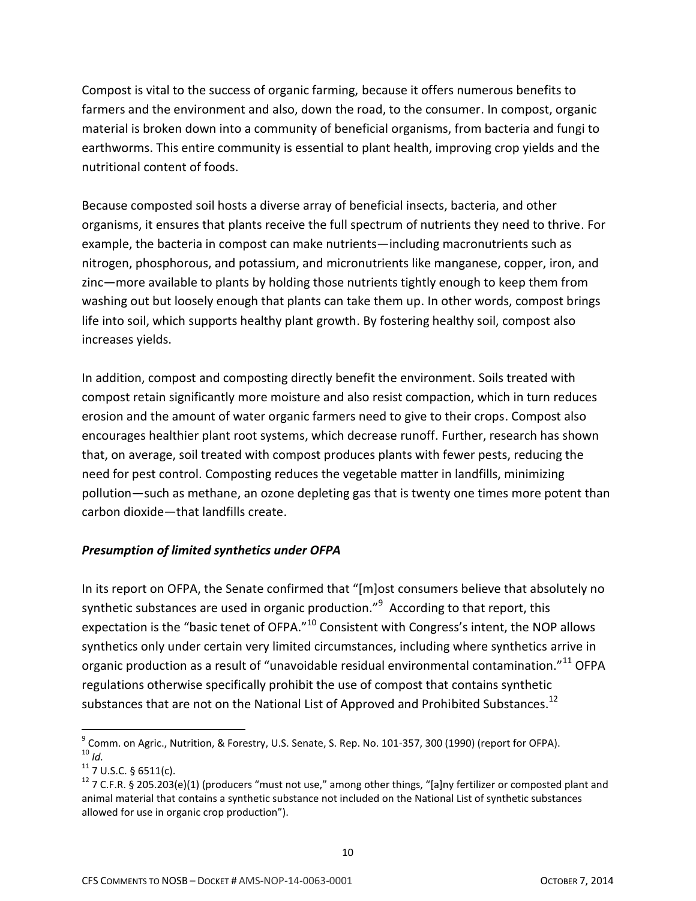Compost is vital to the success of organic farming, because it offers numerous benefits to farmers and the environment and also, down the road, to the consumer. In compost, organic material is broken down into a community of beneficial organisms, from bacteria and fungi to earthworms. This entire community is essential to plant health, improving crop yields and the nutritional content of foods.

Because composted soil hosts a diverse array of beneficial insects, bacteria, and other organisms, it ensures that plants receive the full spectrum of nutrients they need to thrive. For example, the bacteria in compost can make nutrients—including macronutrients such as nitrogen, phosphorous, and potassium, and micronutrients like manganese, copper, iron, and zinc—more available to plants by holding those nutrients tightly enough to keep them from washing out but loosely enough that plants can take them up. In other words, compost brings life into soil, which supports healthy plant growth. By fostering healthy soil, compost also increases yields.

In addition, compost and composting directly benefit the environment. Soils treated with compost retain significantly more moisture and also resist compaction, which in turn reduces erosion and the amount of water organic farmers need to give to their crops. Compost also encourages healthier plant root systems, which decrease runoff. Further, research has shown that, on average, soil treated with compost produces plants with fewer pests, reducing the need for pest control. Composting reduces the vegetable matter in landfills, minimizing pollution—such as methane, an ozone depleting gas that is twenty one times more potent than carbon dioxide—that landfills create.

### *Presumption of limited synthetics under OFPA*

In its report on OFPA, the Senate confirmed that "[m]ost consumers believe that absolutely no synthetic substances are used in organic production."[9] According to that report, this expectation is the "basic tenet of OFPA."[10] Consistent with Congress's intent, the NOP allows synthetics only under certain very limited circumstances, including where synthetics arrive in organic production as a result of "unavoidable residual environmental contamination."[11] OFPA regulations otherwise specifically prohibit the use of compost that contains synthetic substances that are not on the National List of Approved and Prohibited Substances.[12]

---

[9] Comm. on Agric., Nutrition, & Forestry, U.S. Senate, S. Rep. No. 101-357, 300 (1990) (report for OFPA).
[10] *Id.*
[11] 7 U.S.C. § 6511(c).
[12] 7 C.F.R. § 205.203(e)(1) (producers "must not use," among other things, "[a]ny fertilizer or composted plant and animal material that contains a synthetic substance not included on the National List of synthetic substances allowed for use in organic crop production").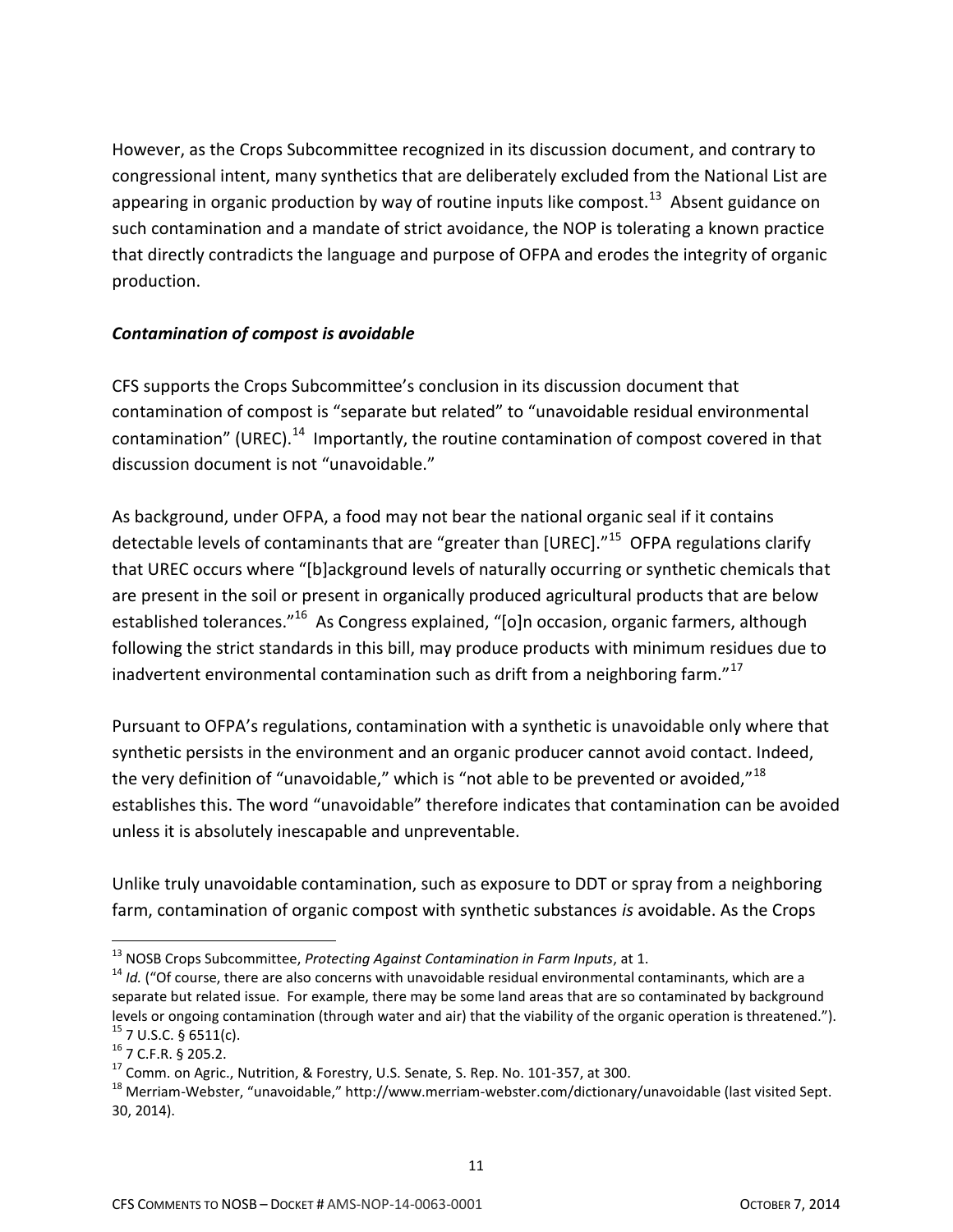However, as the Crops Subcommittee recognized in its discussion document, and contrary to congressional intent, many synthetics that are deliberately excluded from the National List are appearing in organic production by way of routine inputs like compost.[13] Absent guidance on such contamination and a mandate of strict avoidance, the NOP is tolerating a known practice that directly contradicts the language and purpose of OFPA and erodes the integrity of organic production.

### *Contamination of compost is avoidable*

CFS supports the Crops Subcommittee's conclusion in its discussion document that contamination of compost is "separate but related" to "unavoidable residual environmental contamination" (UREC).[14] Importantly, the routine contamination of compost covered in that discussion document is not "unavoidable."

As background, under OFPA, a food may not bear the national organic seal if it contains detectable levels of contaminants that are "greater than [UREC]."[15] OFPA regulations clarify that UREC occurs where "[b]ackground levels of naturally occurring or synthetic chemicals that are present in the soil or present in organically produced agricultural products that are below established tolerances."[16] As Congress explained, "[o]n occasion, organic farmers, although following the strict standards in this bill, may produce products with minimum residues due to inadvertent environmental contamination such as drift from a neighboring farm."[17]

Pursuant to OFPA's regulations, contamination with a synthetic is unavoidable only where that synthetic persists in the environment and an organic producer cannot avoid contact. Indeed, the very definition of "unavoidable," which is "not able to be prevented or avoided,"[18] establishes this. The word "unavoidable" therefore indicates that contamination can be avoided unless it is absolutely inescapable and unpreventable.

Unlike truly unavoidable contamination, such as exposure to DDT or spray from a neighboring farm, contamination of organic compost with synthetic substances *is* avoidable. As the Crops

---

[13] NOSB Crops Subcommittee, *Protecting Against Contamination in Farm Inputs*, at 1.

[14] *Id.* ("Of course, there are also concerns with unavoidable residual environmental contaminants, which are a separate but related issue. For example, there may be some land areas that are so contaminated by background levels or ongoing contamination (through water and air) that the viability of the organic operation is threatened.").

[15] 7 U.S.C. § 6511(c).

[16] 7 C.F.R. § 205.2.

[17] Comm. on Agric., Nutrition, & Forestry, U.S. Senate, S. Rep. No. 101-357, at 300.

[18] Merriam-Webster, "unavoidable," http://www.merriam-webster.com/dictionary/unavoidable (last visited Sept. 30, 2014).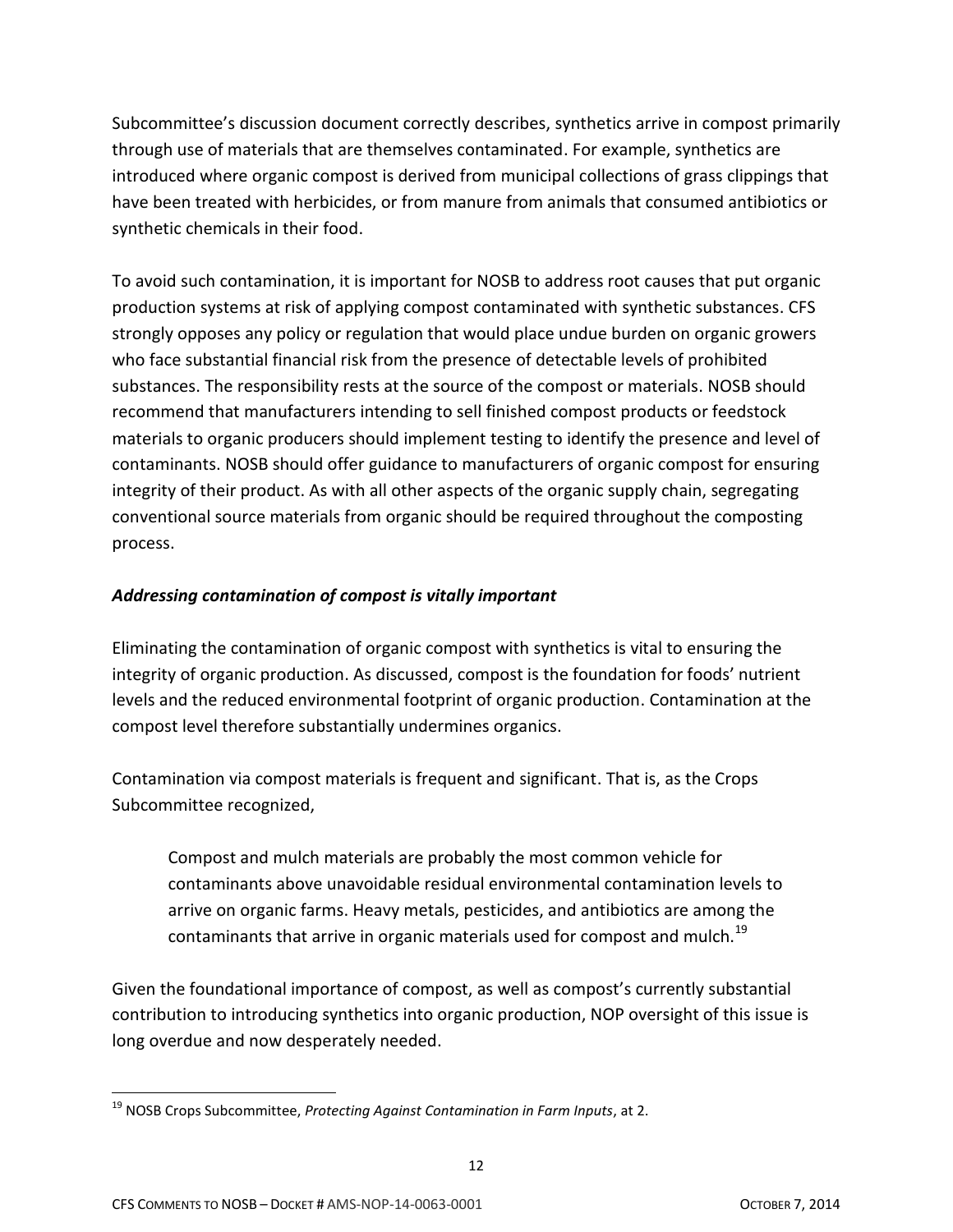Subcommittee's discussion document correctly describes, synthetics arrive in compost primarily through use of materials that are themselves contaminated. For example, synthetics are introduced where organic compost is derived from municipal collections of grass clippings that have been treated with herbicides, or from manure from animals that consumed antibiotics or synthetic chemicals in their food.

To avoid such contamination, it is important for NOSB to address root causes that put organic production systems at risk of applying compost contaminated with synthetic substances. CFS strongly opposes any policy or regulation that would place undue burden on organic growers who face substantial financial risk from the presence of detectable levels of prohibited substances. The responsibility rests at the source of the compost or materials. NOSB should recommend that manufacturers intending to sell finished compost products or feedstock materials to organic producers should implement testing to identify the presence and level of contaminants. NOSB should offer guidance to manufacturers of organic compost for ensuring integrity of their product. As with all other aspects of the organic supply chain, segregating conventional source materials from organic should be required throughout the composting process.

***Addressing contamination of compost is vitally important***

Eliminating the contamination of organic compost with synthetics is vital to ensuring the integrity of organic production. As discussed, compost is the foundation for foods' nutrient levels and the reduced environmental footprint of organic production. Contamination at the compost level therefore substantially undermines organics.

Contamination via compost materials is frequent and significant. That is, as the Crops Subcommittee recognized,

> Compost and mulch materials are probably the most common vehicle for contaminants above unavoidable residual environmental contamination levels to arrive on organic farms. Heavy metals, pesticides, and antibiotics are among the contaminants that arrive in organic materials used for compost and mulch.[19]

Given the foundational importance of compost, as well as compost's currently substantial contribution to introducing synthetics into organic production, NOP oversight of this issue is long overdue and now desperately needed.

---

[19] NOSB Crops Subcommittee, *Protecting Against Contamination in Farm Inputs*, at 2.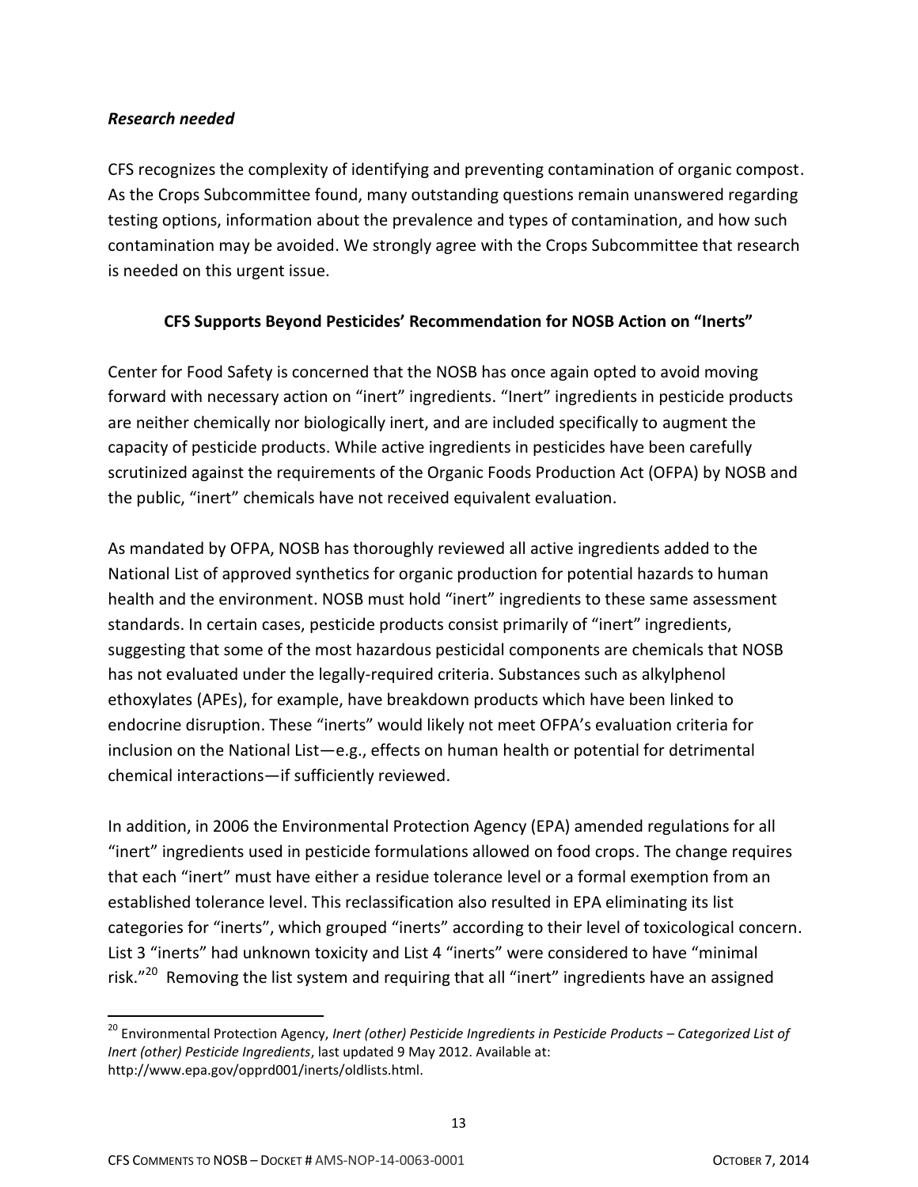### *Research needed*

CFS recognizes the complexity of identifying and preventing contamination of organic compost. As the Crops Subcommittee found, many outstanding questions remain unanswered regarding testing options, information about the prevalence and types of contamination, and how such contamination may be avoided. We strongly agree with the Crops Subcommittee that research is needed on this urgent issue.

## CFS Supports Beyond Pesticides' Recommendation for NOSB Action on "Inerts"

Center for Food Safety is concerned that the NOSB has once again opted to avoid moving forward with necessary action on "inert" ingredients. "Inert" ingredients in pesticide products are neither chemically nor biologically inert, and are included specifically to augment the capacity of pesticide products. While active ingredients in pesticides have been carefully scrutinized against the requirements of the Organic Foods Production Act (OFPA) by NOSB and the public, "inert" chemicals have not received equivalent evaluation.

As mandated by OFPA, NOSB has thoroughly reviewed all active ingredients added to the National List of approved synthetics for organic production for potential hazards to human health and the environment. NOSB must hold "inert" ingredients to these same assessment standards. In certain cases, pesticide products consist primarily of "inert" ingredients, suggesting that some of the most hazardous pesticidal components are chemicals that NOSB has not evaluated under the legally-required criteria. Substances such as alkylphenol ethoxylates (APEs), for example, have breakdown products which have been linked to endocrine disruption. These "inerts" would likely not meet OFPA's evaluation criteria for inclusion on the National List—e.g., effects on human health or potential for detrimental chemical interactions—if sufficiently reviewed.

In addition, in 2006 the Environmental Protection Agency (EPA) amended regulations for all "inert" ingredients used in pesticide formulations allowed on food crops. The change requires that each "inert" must have either a residue tolerance level or a formal exemption from an established tolerance level. This reclassification also resulted in EPA eliminating its list categories for "inerts", which grouped "inerts" according to their level of toxicological concern. List 3 "inerts" had unknown toxicity and List 4 "inerts" were considered to have "minimal risk."[20] Removing the list system and requiring that all "inert" ingredients have an assigned

---

[20] Environmental Protection Agency, *Inert (other) Pesticide Ingredients in Pesticide Products – Categorized List of Inert (other) Pesticide Ingredients*, last updated 9 May 2012. Available at: http://www.epa.gov/opprd001/inerts/oldlists.html.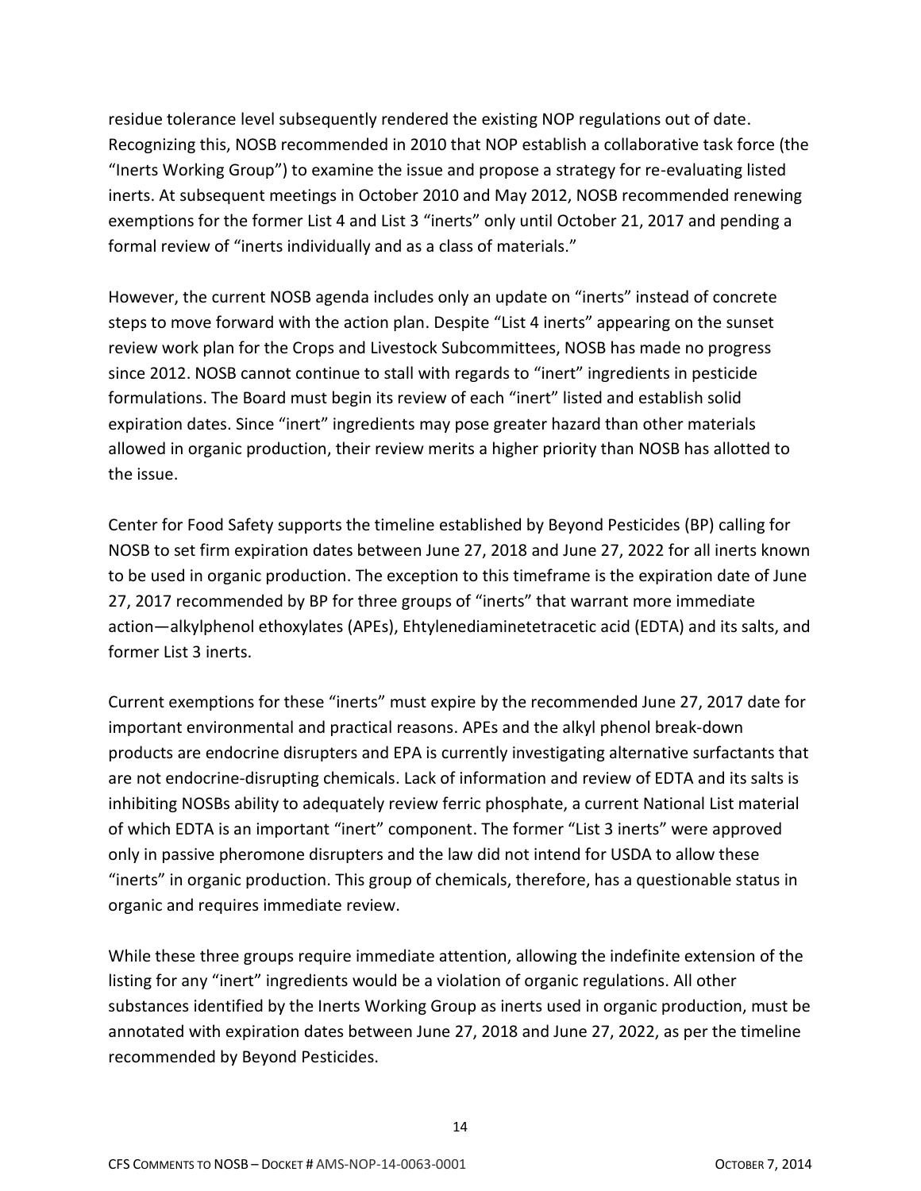residue tolerance level subsequently rendered the existing NOP regulations out of date. Recognizing this, NOSB recommended in 2010 that NOP establish a collaborative task force (the "Inerts Working Group") to examine the issue and propose a strategy for re-evaluating listed inerts. At subsequent meetings in October 2010 and May 2012, NOSB recommended renewing exemptions for the former List 4 and List 3 "inerts" only until October 21, 2017 and pending a formal review of "inerts individually and as a class of materials."

However, the current NOSB agenda includes only an update on "inerts" instead of concrete steps to move forward with the action plan. Despite "List 4 inerts" appearing on the sunset review work plan for the Crops and Livestock Subcommittees, NOSB has made no progress since 2012. NOSB cannot continue to stall with regards to "inert" ingredients in pesticide formulations. The Board must begin its review of each "inert" listed and establish solid expiration dates. Since "inert" ingredients may pose greater hazard than other materials allowed in organic production, their review merits a higher priority than NOSB has allotted to the issue.

Center for Food Safety supports the timeline established by Beyond Pesticides (BP) calling for NOSB to set firm expiration dates between June 27, 2018 and June 27, 2022 for all inerts known to be used in organic production. The exception to this timeframe is the expiration date of June 27, 2017 recommended by BP for three groups of "inerts" that warrant more immediate action—alkylphenol ethoxylates (APEs), Ehtylenediaminetetracetic acid (EDTA) and its salts, and former List 3 inerts.

Current exemptions for these "inerts" must expire by the recommended June 27, 2017 date for important environmental and practical reasons. APEs and the alkyl phenol break-down products are endocrine disrupters and EPA is currently investigating alternative surfactants that are not endocrine-disrupting chemicals. Lack of information and review of EDTA and its salts is inhibiting NOSBs ability to adequately review ferric phosphate, a current National List material of which EDTA is an important "inert" component. The former "List 3 inerts" were approved only in passive pheromone disrupters and the law did not intend for USDA to allow these "inerts" in organic production. This group of chemicals, therefore, has a questionable status in organic and requires immediate review.

While these three groups require immediate attention, allowing the indefinite extension of the listing for any "inert" ingredients would be a violation of organic regulations. All other substances identified by the Inerts Working Group as inerts used in organic production, must be annotated with expiration dates between June 27, 2018 and June 27, 2022, as per the timeline recommended by Beyond Pesticides.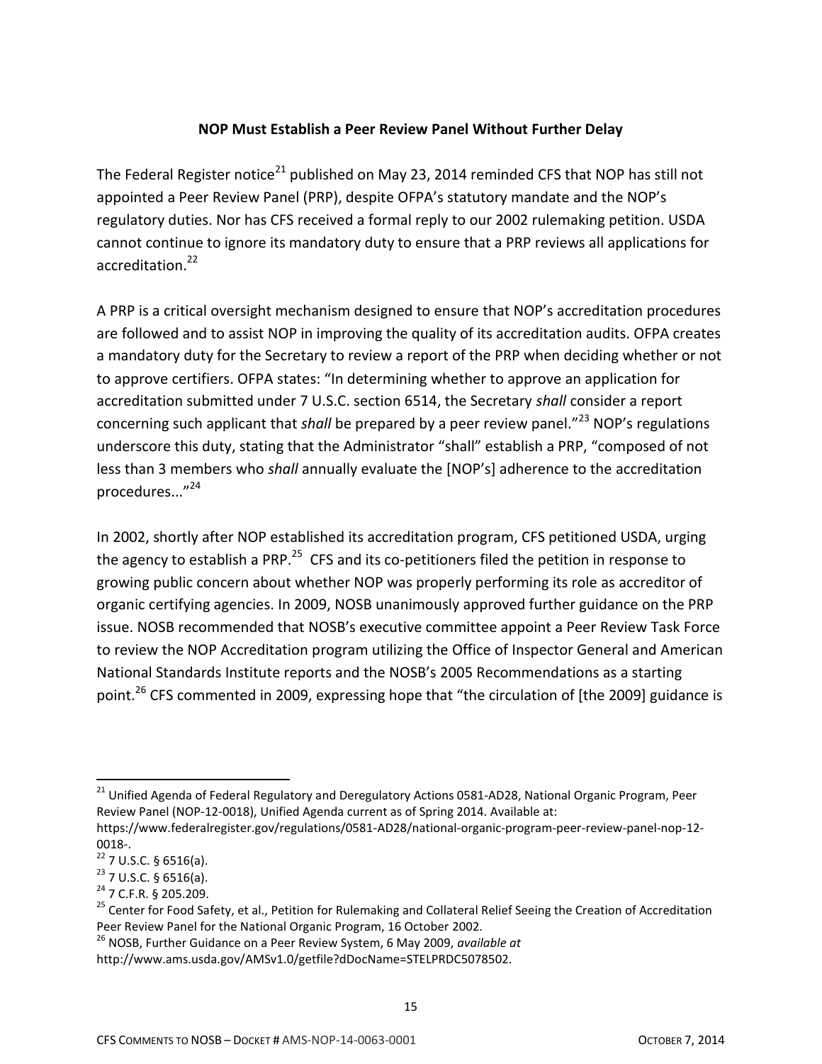**NOP Must Establish a Peer Review Panel Without Further Delay**

The Federal Register notice[21] published on May 23, 2014 reminded CFS that NOP has still not appointed a Peer Review Panel (PRP), despite OFPA's statutory mandate and the NOP's regulatory duties. Nor has CFS received a formal reply to our 2002 rulemaking petition. USDA cannot continue to ignore its mandatory duty to ensure that a PRP reviews all applications for accreditation.[22]

A PRP is a critical oversight mechanism designed to ensure that NOP's accreditation procedures are followed and to assist NOP in improving the quality of its accreditation audits. OFPA creates a mandatory duty for the Secretary to review a report of the PRP when deciding whether or not to approve certifiers. OFPA states: "In determining whether to approve an application for accreditation submitted under 7 U.S.C. section 6514, the Secretary *shall* consider a report concerning such applicant that *shall* be prepared by a peer review panel."[23] NOP's regulations underscore this duty, stating that the Administrator "shall" establish a PRP, "composed of not less than 3 members who *shall* annually evaluate the [NOP's] adherence to the accreditation procedures..."[24]

In 2002, shortly after NOP established its accreditation program, CFS petitioned USDA, urging the agency to establish a PRP.[25] CFS and its co-petitioners filed the petition in response to growing public concern about whether NOP was properly performing its role as accreditor of organic certifying agencies. In 2009, NOSB unanimously approved further guidance on the PRP issue. NOSB recommended that NOSB's executive committee appoint a Peer Review Task Force to review the NOP Accreditation program utilizing the Office of Inspector General and American National Standards Institute reports and the NOSB's 2005 Recommendations as a starting point.[26] CFS commented in 2009, expressing hope that "the circulation of [the 2009] guidance is

---

[21] Unified Agenda of Federal Regulatory and Deregulatory Actions 0581-AD28, National Organic Program, Peer Review Panel (NOP-12-0018), Unified Agenda current as of Spring 2014. Available at: https://www.federalregister.gov/regulations/0581-AD28/national-organic-program-peer-review-panel-nop-12-0018-.

[22] 7 U.S.C. § 6516(a).

[23] 7 U.S.C. § 6516(a).

[24] 7 C.F.R. § 205.209.

[25] Center for Food Safety, et al., Petition for Rulemaking and Collateral Relief Seeing the Creation of Accreditation Peer Review Panel for the National Organic Program, 16 October 2002.

[26] NOSB, Further Guidance on a Peer Review System, 6 May 2009, *available at* http://www.ams.usda.gov/AMSv1.0/getfile?dDocName=STELPRDC5078502.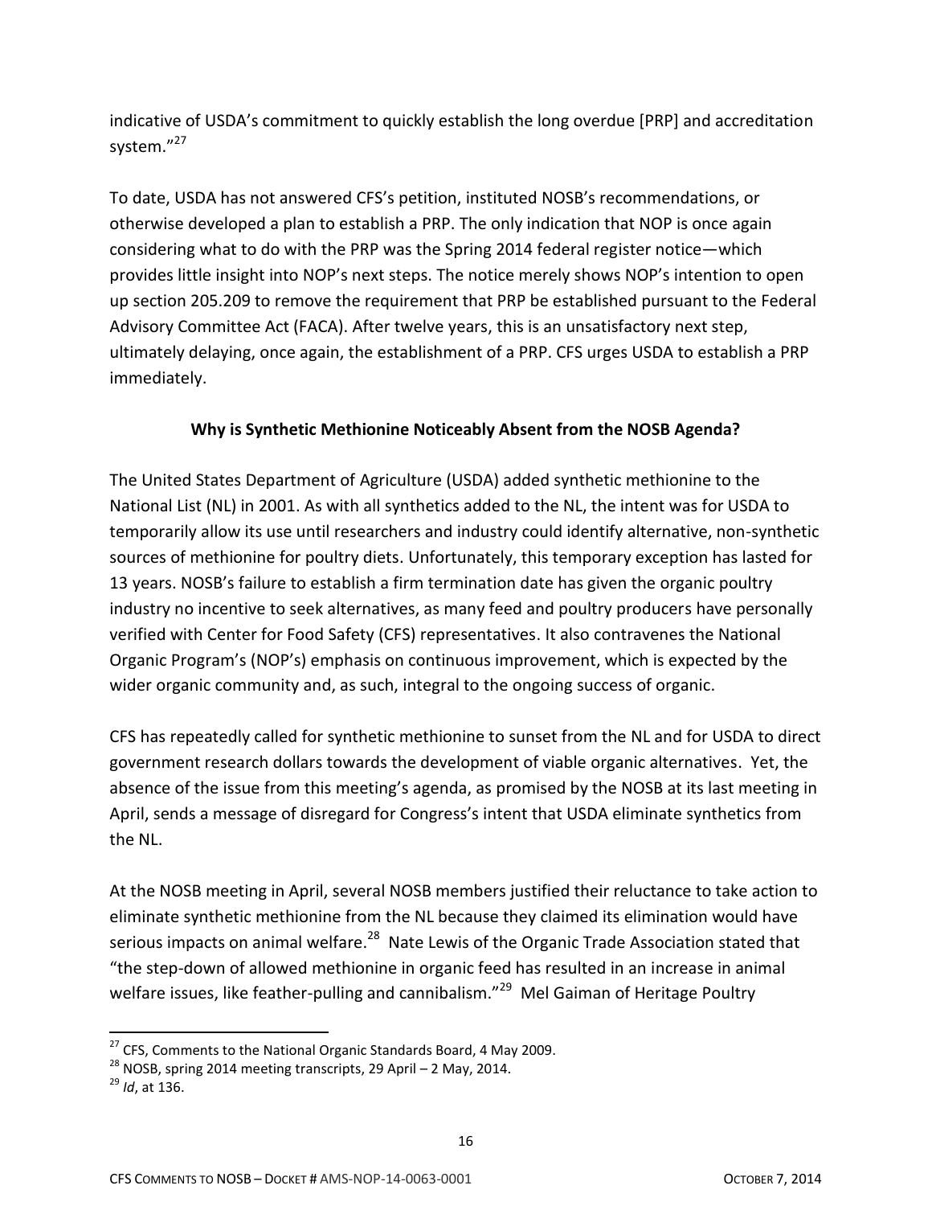indicative of USDA's commitment to quickly establish the long overdue [PRP] and accreditation system."[27]

To date, USDA has not answered CFS's petition, instituted NOSB's recommendations, or otherwise developed a plan to establish a PRP. The only indication that NOP is once again considering what to do with the PRP was the Spring 2014 federal register notice—which provides little insight into NOP's next steps. The notice merely shows NOP's intention to open up section 205.209 to remove the requirement that PRP be established pursuant to the Federal Advisory Committee Act (FACA). After twelve years, this is an unsatisfactory next step, ultimately delaying, once again, the establishment of a PRP. CFS urges USDA to establish a PRP immediately.

### Why is Synthetic Methionine Noticeably Absent from the NOSB Agenda?

The United States Department of Agriculture (USDA) added synthetic methionine to the National List (NL) in 2001. As with all synthetics added to the NL, the intent was for USDA to temporarily allow its use until researchers and industry could identify alternative, non-synthetic sources of methionine for poultry diets. Unfortunately, this temporary exception has lasted for 13 years. NOSB's failure to establish a firm termination date has given the organic poultry industry no incentive to seek alternatives, as many feed and poultry producers have personally verified with Center for Food Safety (CFS) representatives. It also contravenes the National Organic Program's (NOP's) emphasis on continuous improvement, which is expected by the wider organic community and, as such, integral to the ongoing success of organic.

CFS has repeatedly called for synthetic methionine to sunset from the NL and for USDA to direct government research dollars towards the development of viable organic alternatives. Yet, the absence of the issue from this meeting's agenda, as promised by the NOSB at its last meeting in April, sends a message of disregard for Congress's intent that USDA eliminate synthetics from the NL.

At the NOSB meeting in April, several NOSB members justified their reluctance to take action to eliminate synthetic methionine from the NL because they claimed its elimination would have serious impacts on animal welfare.[28] Nate Lewis of the Organic Trade Association stated that "the step-down of allowed methionine in organic feed has resulted in an increase in animal welfare issues, like feather-pulling and cannibalism."[29] Mel Gaiman of Heritage Poultry

---

[27] CFS, Comments to the National Organic Standards Board, 4 May 2009.

[28] NOSB, spring 2014 meeting transcripts, 29 April – 2 May, 2014.

[29] *Id*, at 136.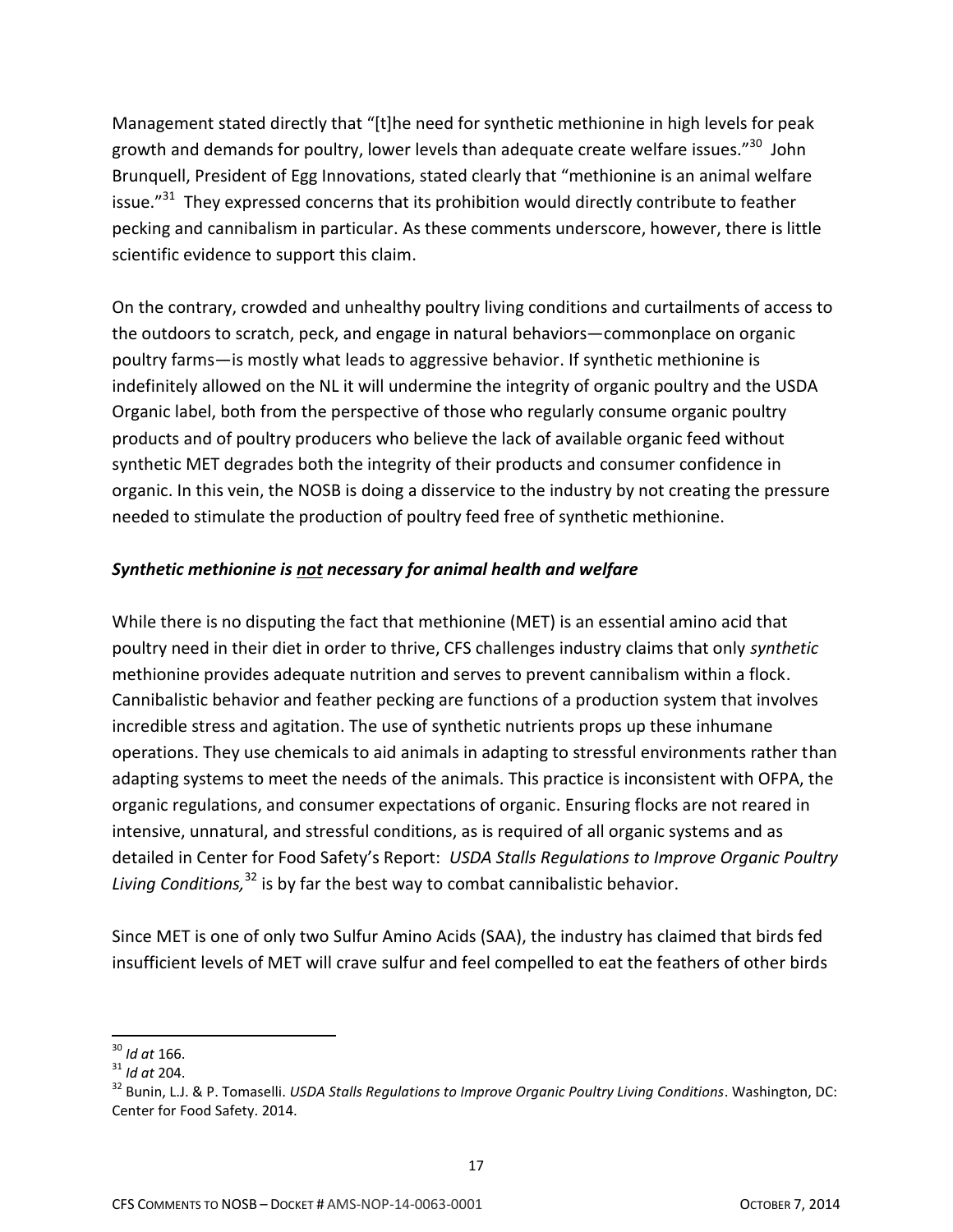Management stated directly that "[t]he need for synthetic methionine in high levels for peak growth and demands for poultry, lower levels than adequate create welfare issues."[30] John Brunquell, President of Egg Innovations, stated clearly that "methionine is an animal welfare issue."[31] They expressed concerns that its prohibition would directly contribute to feather pecking and cannibalism in particular. As these comments underscore, however, there is little scientific evidence to support this claim.

On the contrary, crowded and unhealthy poultry living conditions and curtailments of access to the outdoors to scratch, peck, and engage in natural behaviors—commonplace on organic poultry farms—is mostly what leads to aggressive behavior. If synthetic methionine is indefinitely allowed on the NL it will undermine the integrity of organic poultry and the USDA Organic label, both from the perspective of those who regularly consume organic poultry products and of poultry producers who believe the lack of available organic feed without synthetic MET degrades both the integrity of their products and consumer confidence in organic. In this vein, the NOSB is doing a disservice to the industry by not creating the pressure needed to stimulate the production of poultry feed free of synthetic methionine.

***Synthetic methionine is <u>not</u> necessary for animal health and welfare***

While there is no disputing the fact that methionine (MET) is an essential amino acid that poultry need in their diet in order to thrive, CFS challenges industry claims that only *synthetic* methionine provides adequate nutrition and serves to prevent cannibalism within a flock. Cannibalistic behavior and feather pecking are functions of a production system that involves incredible stress and agitation. The use of synthetic nutrients props up these inhumane operations. They use chemicals to aid animals in adapting to stressful environments rather than adapting systems to meet the needs of the animals. This practice is inconsistent with OFPA, the organic regulations, and consumer expectations of organic. Ensuring flocks are not reared in intensive, unnatural, and stressful conditions, as is required of all organic systems and as detailed in Center for Food Safety's Report: *USDA Stalls Regulations to Improve Organic Poultry Living Conditions,*[32] is by far the best way to combat cannibalistic behavior.

Since MET is one of only two Sulfur Amino Acids (SAA), the industry has claimed that birds fed insufficient levels of MET will crave sulfur and feel compelled to eat the feathers of other birds

---

[30] *Id at* 166.

[31] *Id at* 204.

[32] Bunin, L.J. & P. Tomaselli. *USDA Stalls Regulations to Improve Organic Poultry Living Conditions*. Washington, DC: Center for Food Safety. 2014.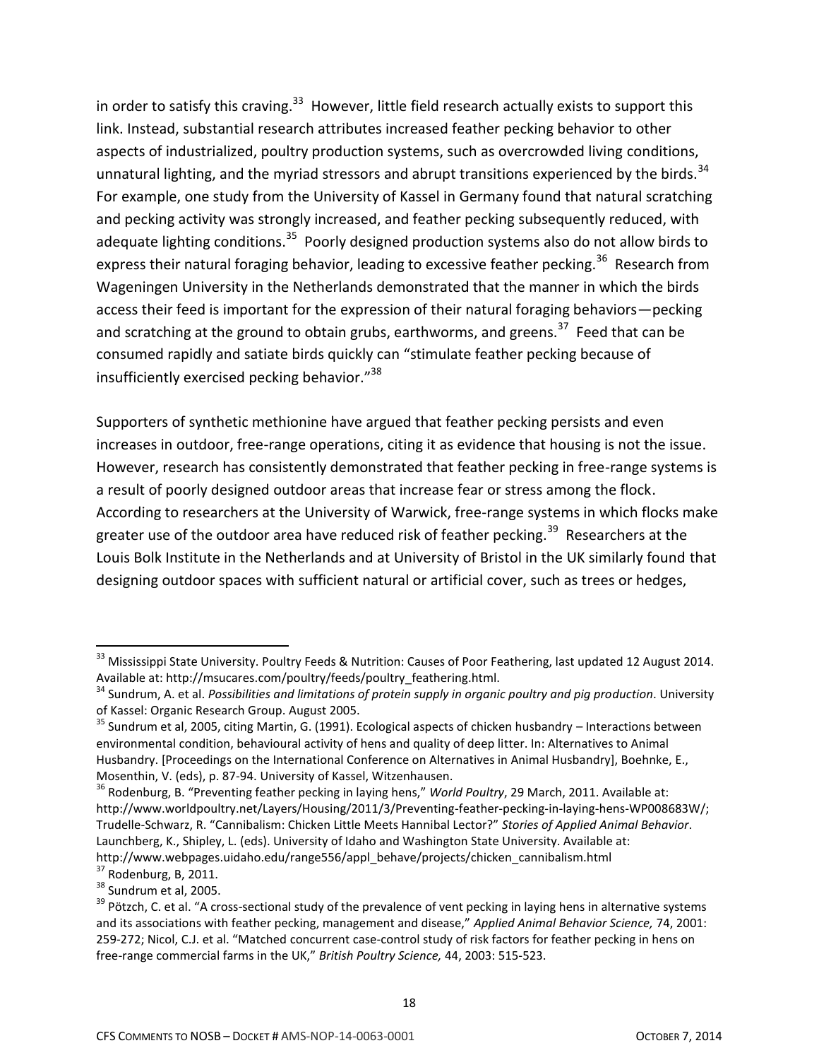in order to satisfy this craving.[33] However, little field research actually exists to support this link. Instead, substantial research attributes increased feather pecking behavior to other aspects of industrialized, poultry production systems, such as overcrowded living conditions, unnatural lighting, and the myriad stressors and abrupt transitions experienced by the birds.[34] For example, one study from the University of Kassel in Germany found that natural scratching and pecking activity was strongly increased, and feather pecking subsequently reduced, with adequate lighting conditions.[35] Poorly designed production systems also do not allow birds to express their natural foraging behavior, leading to excessive feather pecking.[36] Research from Wageningen University in the Netherlands demonstrated that the manner in which the birds access their feed is important for the expression of their natural foraging behaviors—pecking and scratching at the ground to obtain grubs, earthworms, and greens.[37] Feed that can be consumed rapidly and satiate birds quickly can "stimulate feather pecking because of insufficiently exercised pecking behavior."[38]

Supporters of synthetic methionine have argued that feather pecking persists and even increases in outdoor, free-range operations, citing it as evidence that housing is not the issue. However, research has consistently demonstrated that feather pecking in free-range systems is a result of poorly designed outdoor areas that increase fear or stress among the flock. According to researchers at the University of Warwick, free-range systems in which flocks make greater use of the outdoor area have reduced risk of feather pecking.[39] Researchers at the Louis Bolk Institute in the Netherlands and at University of Bristol in the UK similarly found that designing outdoor spaces with sufficient natural or artificial cover, such as trees or hedges,

---

[33] Mississippi State University. Poultry Feeds & Nutrition: Causes of Poor Feathering, last updated 12 August 2014. Available at: http://msucares.com/poultry/feeds/poultry_feathering.html.

[34] Sundrum, A. et al. *Possibilities and limitations of protein supply in organic poultry and pig production*. University of Kassel: Organic Research Group. August 2005.

[35] Sundrum et al, 2005, citing Martin, G. (1991). Ecological aspects of chicken husbandry – Interactions between environmental condition, behavioural activity of hens and quality of deep litter. In: Alternatives to Animal Husbandry. [Proceedings on the International Conference on Alternatives in Animal Husbandry], Boehnke, E., Mosenthin, V. (eds), p. 87-94. University of Kassel, Witzenhausen.

[36] Rodenburg, B. "Preventing feather pecking in laying hens," *World Poultry*, 29 March, 2011. Available at: http://www.worldpoultry.net/Layers/Housing/2011/3/Preventing-feather-pecking-in-laying-hens-WP008683W/; Trudelle-Schwarz, R. "Cannibalism: Chicken Little Meets Hannibal Lector?" *Stories of Applied Animal Behavior*. Launchberg, K., Shipley, L. (eds). University of Idaho and Washington State University. Available at: http://www.webpages.uidaho.edu/range556/appl_behave/projects/chicken_cannibalism.html

[37] Rodenburg, B, 2011.

[38] Sundrum et al, 2005.

[39] Pötzch, C. et al. "A cross-sectional study of the prevalence of vent pecking in laying hens in alternative systems and its associations with feather pecking, management and disease," *Applied Animal Behavior Science,* 74, 2001: 259-272; Nicol, C.J. et al. "Matched concurrent case-control study of risk factors for feather pecking in hens on free-range commercial farms in the UK," *British Poultry Science,* 44, 2003: 515-523.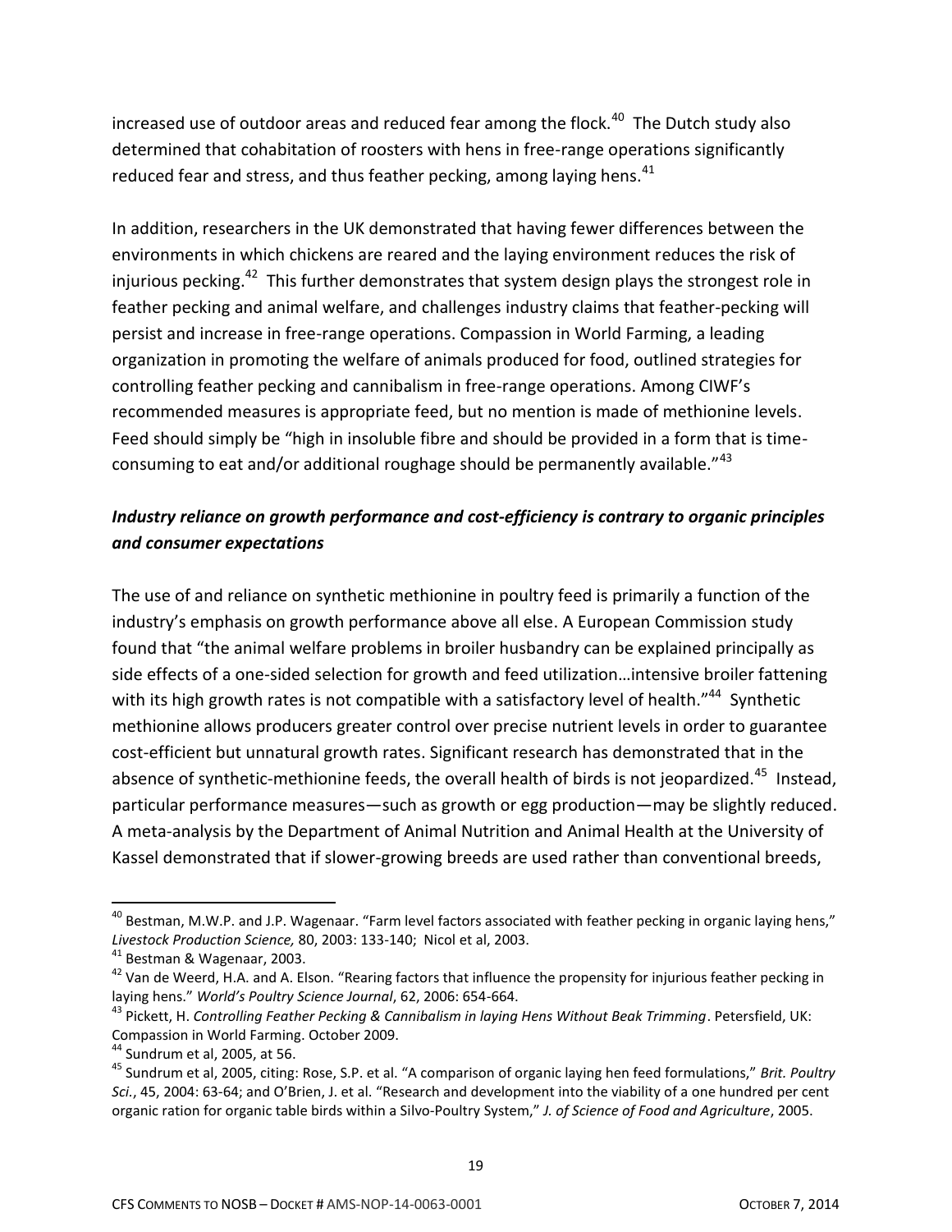increased use of outdoor areas and reduced fear among the flock.[40] The Dutch study also determined that cohabitation of roosters with hens in free-range operations significantly reduced fear and stress, and thus feather pecking, among laying hens.[41]

In addition, researchers in the UK demonstrated that having fewer differences between the environments in which chickens are reared and the laying environment reduces the risk of injurious pecking.[42] This further demonstrates that system design plays the strongest role in feather pecking and animal welfare, and challenges industry claims that feather-pecking will persist and increase in free-range operations. Compassion in World Farming, a leading organization in promoting the welfare of animals produced for food, outlined strategies for controlling feather pecking and cannibalism in free-range operations. Among CIWF's recommended measures is appropriate feed, but no mention is made of methionine levels. Feed should simply be "high in insoluble fibre and should be provided in a form that is time-consuming to eat and/or additional roughage should be permanently available."[43]

### *Industry reliance on growth performance and cost-efficiency is contrary to organic principles and consumer expectations*

The use of and reliance on synthetic methionine in poultry feed is primarily a function of the industry's emphasis on growth performance above all else. A European Commission study found that "the animal welfare problems in broiler husbandry can be explained principally as side effects of a one-sided selection for growth and feed utilization…intensive broiler fattening with its high growth rates is not compatible with a satisfactory level of health."[44] Synthetic methionine allows producers greater control over precise nutrient levels in order to guarantee cost-efficient but unnatural growth rates. Significant research has demonstrated that in the absence of synthetic-methionine feeds, the overall health of birds is not jeopardized.[45] Instead, particular performance measures—such as growth or egg production—may be slightly reduced. A meta-analysis by the Department of Animal Nutrition and Animal Health at the University of Kassel demonstrated that if slower-growing breeds are used rather than conventional breeds,

---

[40] Bestman, M.W.P. and J.P. Wagenaar. "Farm level factors associated with feather pecking in organic laying hens," *Livestock Production Science,* 80, 2003: 133-140; Nicol et al, 2003.

[41] Bestman & Wagenaar, 2003.

[42] Van de Weerd, H.A. and A. Elson. "Rearing factors that influence the propensity for injurious feather pecking in laying hens." *World's Poultry Science Journal*, 62, 2006: 654-664.

[43] Pickett, H. *Controlling Feather Pecking & Cannibalism in laying Hens Without Beak Trimming*. Petersfield, UK: Compassion in World Farming. October 2009.

[44] Sundrum et al, 2005, at 56.

[45] Sundrum et al, 2005, citing: Rose, S.P. et al. "A comparison of organic laying hen feed formulations," *Brit. Poultry Sci.*, 45, 2004: 63-64; and O'Brien, J. et al. "Research and development into the viability of a one hundred per cent organic ration for organic table birds within a Silvo-Poultry System," *J. of Science of Food and Agriculture*, 2005.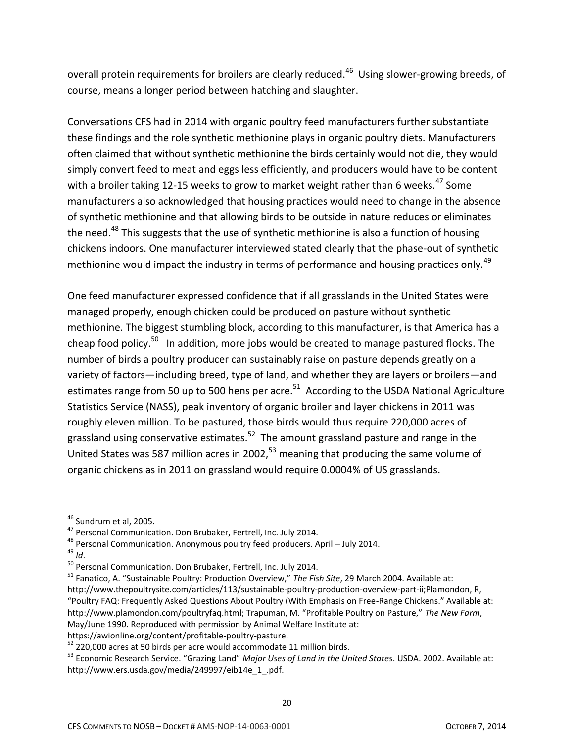overall protein requirements for broilers are clearly reduced.[46] Using slower-growing breeds, of course, means a longer period between hatching and slaughter.

Conversations CFS had in 2014 with organic poultry feed manufacturers further substantiate these findings and the role synthetic methionine plays in organic poultry diets. Manufacturers often claimed that without synthetic methionine the birds certainly would not die, they would simply convert feed to meat and eggs less efficiently, and producers would have to be content with a broiler taking 12-15 weeks to grow to market weight rather than 6 weeks.[47] Some manufacturers also acknowledged that housing practices would need to change in the absence of synthetic methionine and that allowing birds to be outside in nature reduces or eliminates the need.[48] This suggests that the use of synthetic methionine is also a function of housing chickens indoors. One manufacturer interviewed stated clearly that the phase-out of synthetic methionine would impact the industry in terms of performance and housing practices only.[49]

One feed manufacturer expressed confidence that if all grasslands in the United States were managed properly, enough chicken could be produced on pasture without synthetic methionine. The biggest stumbling block, according to this manufacturer, is that America has a cheap food policy.[50] In addition, more jobs would be created to manage pastured flocks. The number of birds a poultry producer can sustainably raise on pasture depends greatly on a variety of factors—including breed, type of land, and whether they are layers or broilers—and estimates range from 50 up to 500 hens per acre.[51] According to the USDA National Agriculture Statistics Service (NASS), peak inventory of organic broiler and layer chickens in 2011 was roughly eleven million. To be pastured, those birds would thus require 220,000 acres of grassland using conservative estimates.[52] The amount grassland pasture and range in the United States was 587 million acres in 2002,[53] meaning that producing the same volume of organic chickens as in 2011 on grassland would require 0.0004% of US grasslands.

---

[46] Sundrum et al, 2005.

[47] Personal Communication. Don Brubaker, Fertrell, Inc. July 2014.

[48] Personal Communication. Anonymous poultry feed producers. April – July 2014.

[49] *Id*.

[50] Personal Communication. Don Brubaker, Fertrell, Inc. July 2014.

[51] Fanatico, A. "Sustainable Poultry: Production Overview," *The Fish Site*, 29 March 2004. Available at: http://www.thepoultrysite.com/articles/113/sustainable-poultry-production-overview-part-ii;Plamondon, R, "Poultry FAQ: Frequently Asked Questions About Poultry (With Emphasis on Free-Range Chickens." Available at: http://www.plamondon.com/poultryfaq.html; Trapuman, M. "Profitable Poultry on Pasture," *The New Farm*, May/June 1990. Reproduced with permission by Animal Welfare Institute at: https://awionline.org/content/profitable-poultry-pasture.

[52] 220,000 acres at 50 birds per acre would accommodate 11 million birds.

[53] Economic Research Service. "Grazing Land" *Major Uses of Land in the United States*. USDA. 2002. Available at: http://www.ers.usda.gov/media/249997/eib14e_1_.pdf.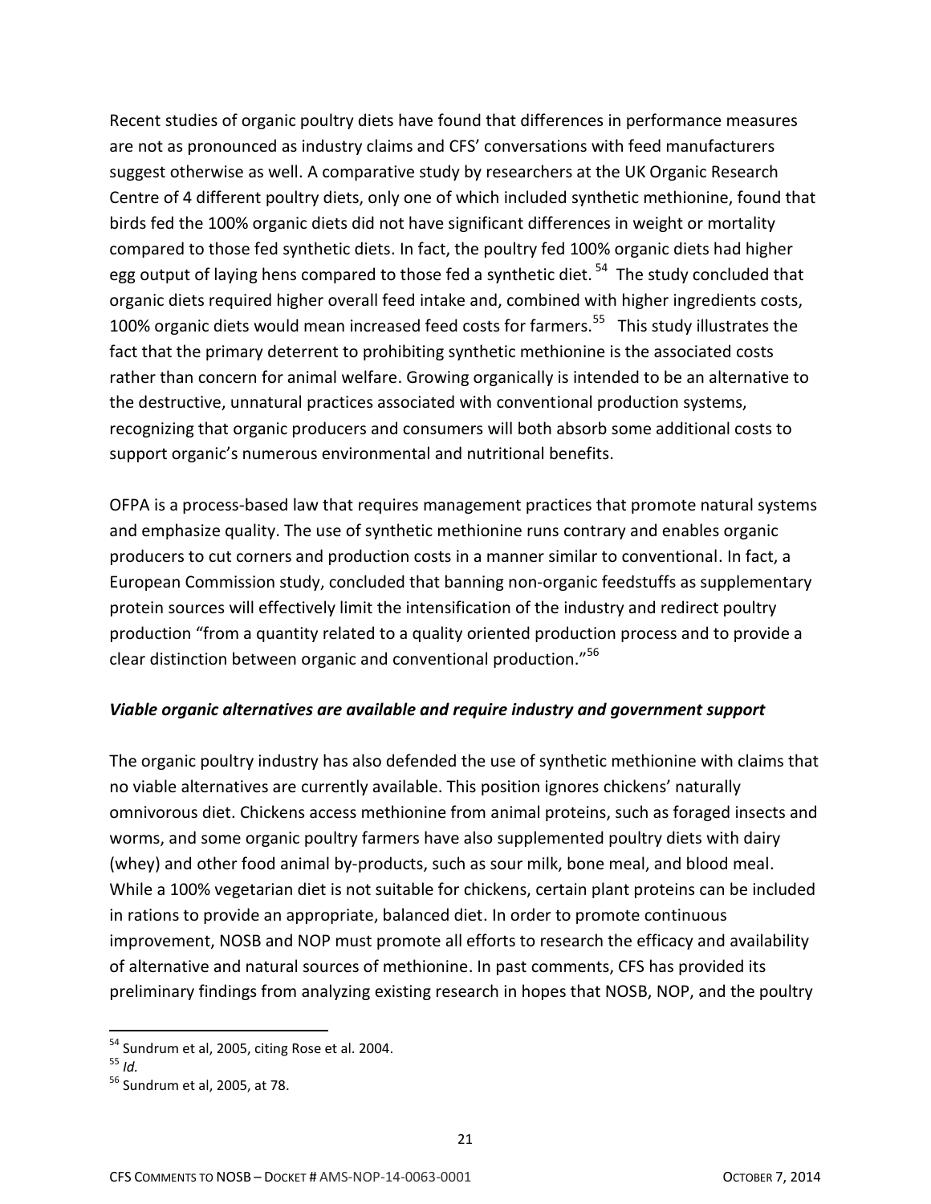Recent studies of organic poultry diets have found that differences in performance measures are not as pronounced as industry claims and CFS' conversations with feed manufacturers suggest otherwise as well. A comparative study by researchers at the UK Organic Research Centre of 4 different poultry diets, only one of which included synthetic methionine, found that birds fed the 100% organic diets did not have significant differences in weight or mortality compared to those fed synthetic diets. In fact, the poultry fed 100% organic diets had higher egg output of laying hens compared to those fed a synthetic diet.[54] The study concluded that organic diets required higher overall feed intake and, combined with higher ingredients costs, 100% organic diets would mean increased feed costs for farmers.[55] This study illustrates the fact that the primary deterrent to prohibiting synthetic methionine is the associated costs rather than concern for animal welfare. Growing organically is intended to be an alternative to the destructive, unnatural practices associated with conventional production systems, recognizing that organic producers and consumers will both absorb some additional costs to support organic's numerous environmental and nutritional benefits.

OFPA is a process-based law that requires management practices that promote natural systems and emphasize quality. The use of synthetic methionine runs contrary and enables organic producers to cut corners and production costs in a manner similar to conventional. In fact, a European Commission study, concluded that banning non-organic feedstuffs as supplementary protein sources will effectively limit the intensification of the industry and redirect poultry production "from a quantity related to a quality oriented production process and to provide a clear distinction between organic and conventional production."[56]

***Viable organic alternatives are available and require industry and government support***

The organic poultry industry has also defended the use of synthetic methionine with claims that no viable alternatives are currently available. This position ignores chickens' naturally omnivorous diet. Chickens access methionine from animal proteins, such as foraged insects and worms, and some organic poultry farmers have also supplemented poultry diets with dairy (whey) and other food animal by-products, such as sour milk, bone meal, and blood meal. While a 100% vegetarian diet is not suitable for chickens, certain plant proteins can be included in rations to provide an appropriate, balanced diet. In order to promote continuous improvement, NOSB and NOP must promote all efforts to research the efficacy and availability of alternative and natural sources of methionine. In past comments, CFS has provided its preliminary findings from analyzing existing research in hopes that NOSB, NOP, and the poultry

---

[54] Sundrum et al, 2005, citing Rose et al. 2004.

[55] *Id.*

[56] Sundrum et al, 2005, at 78.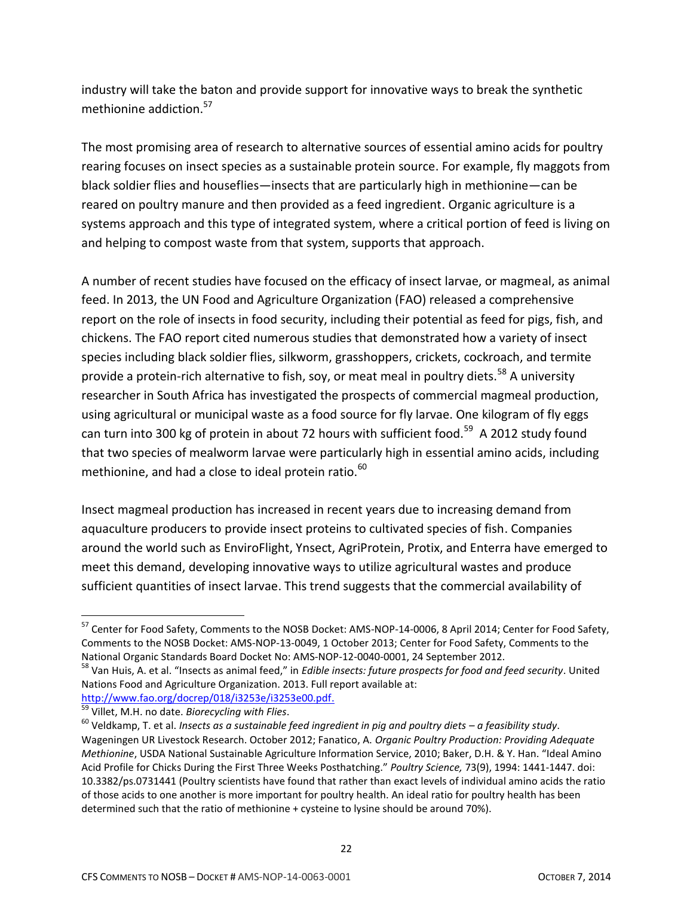industry will take the baton and provide support for innovative ways to break the synthetic methionine addiction.[57]

The most promising area of research to alternative sources of essential amino acids for poultry rearing focuses on insect species as a sustainable protein source. For example, fly maggots from black soldier flies and houseflies—insects that are particularly high in methionine—can be reared on poultry manure and then provided as a feed ingredient. Organic agriculture is a systems approach and this type of integrated system, where a critical portion of feed is living on and helping to compost waste from that system, supports that approach.

A number of recent studies have focused on the efficacy of insect larvae, or magmeal, as animal feed. In 2013, the UN Food and Agriculture Organization (FAO) released a comprehensive report on the role of insects in food security, including their potential as feed for pigs, fish, and chickens. The FAO report cited numerous studies that demonstrated how a variety of insect species including black soldier flies, silkworm, grasshoppers, crickets, cockroach, and termite provide a protein-rich alternative to fish, soy, or meat meal in poultry diets.[58] A university researcher in South Africa has investigated the prospects of commercial magmeal production, using agricultural or municipal waste as a food source for fly larvae. One kilogram of fly eggs can turn into 300 kg of protein in about 72 hours with sufficient food.[59] A 2012 study found that two species of mealworm larvae were particularly high in essential amino acids, including methionine, and had a close to ideal protein ratio.[60]

Insect magmeal production has increased in recent years due to increasing demand from aquaculture producers to provide insect proteins to cultivated species of fish. Companies around the world such as EnviroFlight, Ynsect, AgriProtein, Protix, and Enterra have emerged to meet this demand, developing innovative ways to utilize agricultural wastes and produce sufficient quantities of insect larvae. This trend suggests that the commercial availability of

---

[57] Center for Food Safety, Comments to the NOSB Docket: AMS-NOP-14-0006, 8 April 2014; Center for Food Safety, Comments to the NOSB Docket: AMS-NOP-13-0049, 1 October 2013; Center for Food Safety, Comments to the National Organic Standards Board Docket No: AMS-NOP-12-0040-0001, 24 September 2012.

[58] Van Huis, A. et al. "Insects as animal feed," in *Edible insects: future prospects for food and feed security*. United Nations Food and Agriculture Organization. 2013. Full report available at: http://www.fao.org/docrep/018/i3253e/i3253e00.pdf.

[59] Villet, M.H. no date. *Biorecycling with Flies*.

[60] Veldkamp, T. et al. *Insects as a sustainable feed ingredient in pig and poultry diets – a feasibility study*. Wageningen UR Livestock Research. October 2012; Fanatico, A. *Organic Poultry Production: Providing Adequate Methionine*, USDA National Sustainable Agriculture Information Service, 2010; Baker, D.H. & Y. Han. "Ideal Amino Acid Profile for Chicks During the First Three Weeks Posthatching." *Poultry Science,* 73(9), 1994: 1441-1447. doi: 10.3382/ps.0731441 (Poultry scientists have found that rather than exact levels of individual amino acids the ratio of those acids to one another is more important for poultry health. An ideal ratio for poultry health has been determined such that the ratio of methionine + cysteine to lysine should be around 70%).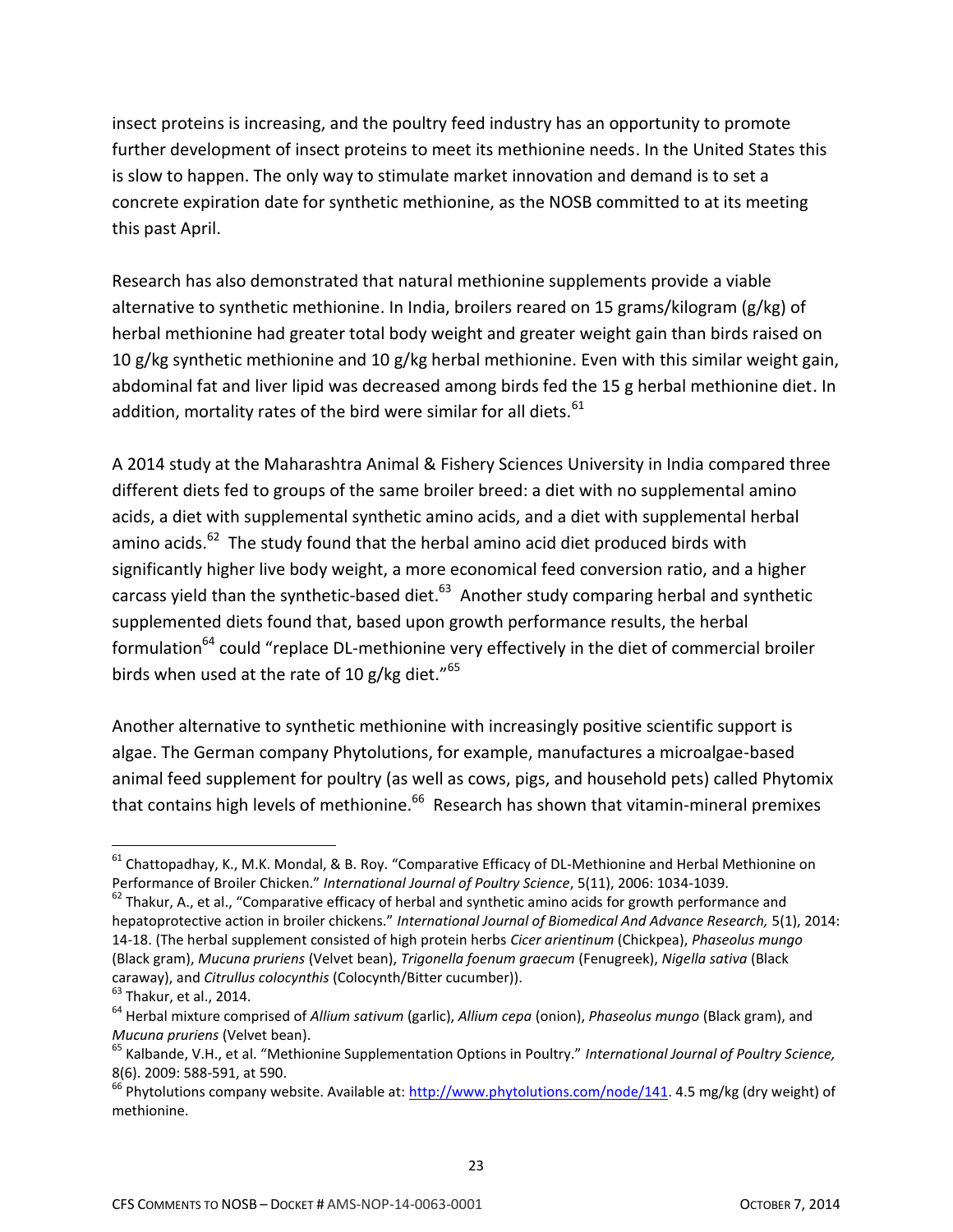insect proteins is increasing, and the poultry feed industry has an opportunity to promote further development of insect proteins to meet its methionine needs. In the United States this is slow to happen. The only way to stimulate market innovation and demand is to set a concrete expiration date for synthetic methionine, as the NOSB committed to at its meeting this past April.

Research has also demonstrated that natural methionine supplements provide a viable alternative to synthetic methionine. In India, broilers reared on 15 grams/kilogram (g/kg) of herbal methionine had greater total body weight and greater weight gain than birds raised on 10 g/kg synthetic methionine and 10 g/kg herbal methionine. Even with this similar weight gain, abdominal fat and liver lipid was decreased among birds fed the 15 g herbal methionine diet. In addition, mortality rates of the bird were similar for all diets.[61]

A 2014 study at the Maharashtra Animal & Fishery Sciences University in India compared three different diets fed to groups of the same broiler breed: a diet with no supplemental amino acids, a diet with supplemental synthetic amino acids, and a diet with supplemental herbal amino acids.[62] The study found that the herbal amino acid diet produced birds with significantly higher live body weight, a more economical feed conversion ratio, and a higher carcass yield than the synthetic-based diet.[63] Another study comparing herbal and synthetic supplemented diets found that, based upon growth performance results, the herbal formulation[64] could "replace DL-methionine very effectively in the diet of commercial broiler birds when used at the rate of 10 g/kg diet."[65]

Another alternative to synthetic methionine with increasingly positive scientific support is algae. The German company Phytolutions, for example, manufactures a microalgae-based animal feed supplement for poultry (as well as cows, pigs, and household pets) called Phytomix that contains high levels of methionine.[66] Research has shown that vitamin-mineral premixes

---

[61] Chattopadhay, K., M.K. Mondal, & B. Roy. "Comparative Efficacy of DL-Methionine and Herbal Methionine on Performance of Broiler Chicken." *International Journal of Poultry Science*, 5(11), 2006: 1034-1039.

[62] Thakur, A., et al., "Comparative efficacy of herbal and synthetic amino acids for growth performance and hepatoprotective action in broiler chickens." *International Journal of Biomedical And Advance Research,* 5(1), 2014: 14-18. (The herbal supplement consisted of high protein herbs *Cicer arientinum* (Chickpea), *Phaseolus mungo* (Black gram), *Mucuna pruriens* (Velvet bean), *Trigonella foenum graecum* (Fenugreek), *Nigella sativa* (Black caraway), and *Citrullus colocynthis* (Colocynth/Bitter cucumber)).

[63] Thakur, et al., 2014.

[64] Herbal mixture comprised of *Allium sativum* (garlic), *Allium cepa* (onion), *Phaseolus mungo* (Black gram), and *Mucuna pruriens* (Velvet bean).

[65] Kalbande, V.H., et al. "Methionine Supplementation Options in Poultry." *International Journal of Poultry Science,* 8(6). 2009: 588-591, at 590.

[66] Phytolutions company website. Available at: http://www.phytolutions.com/node/141. 4.5 mg/kg (dry weight) of methionine.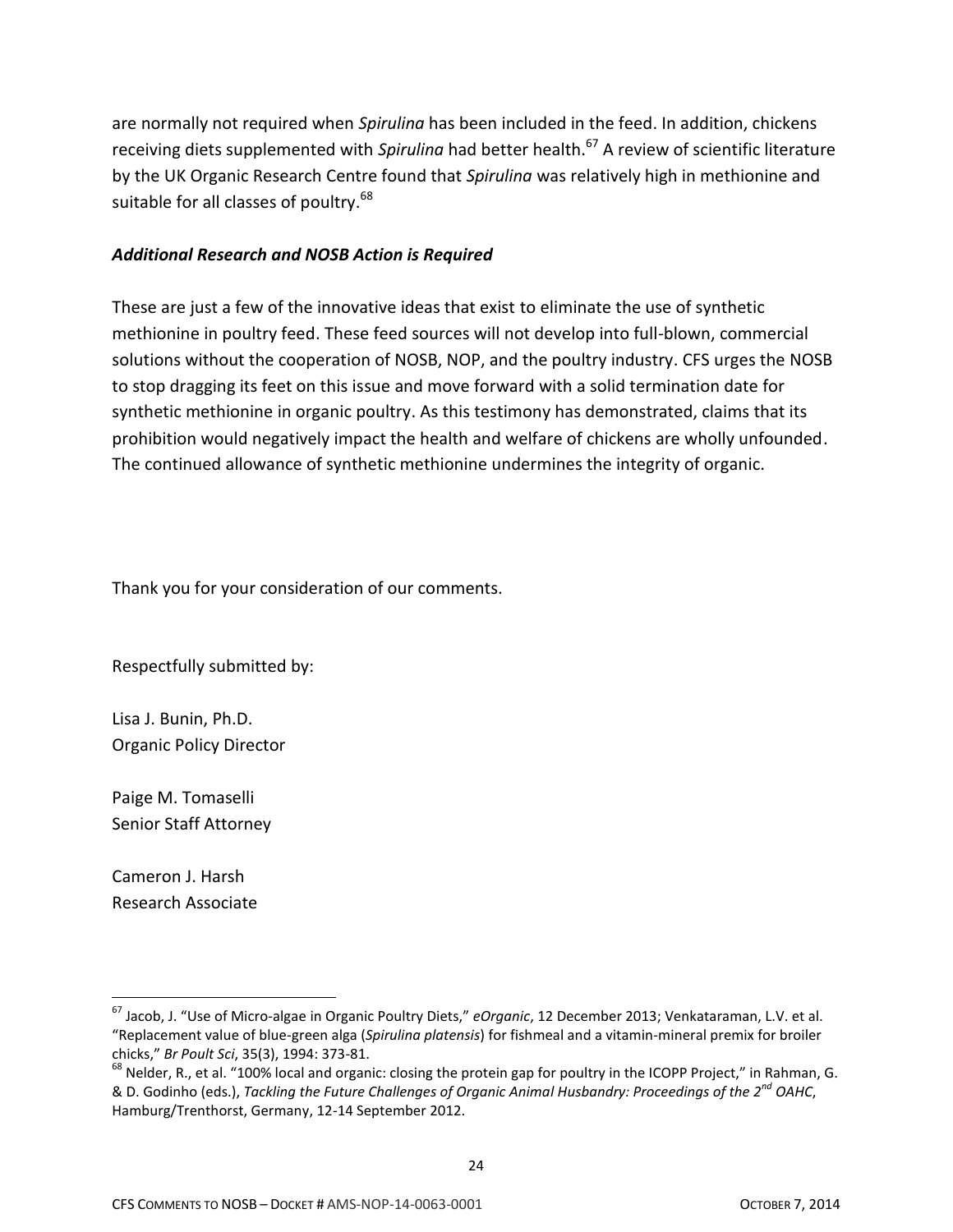are normally not required when *Spirulina* has been included in the feed. In addition, chickens receiving diets supplemented with *Spirulina* had better health.[67] A review of scientific literature by the UK Organic Research Centre found that *Spirulina* was relatively high in methionine and suitable for all classes of poultry.[68]

***Additional Research and NOSB Action is Required***

These are just a few of the innovative ideas that exist to eliminate the use of synthetic methionine in poultry feed. These feed sources will not develop into full-blown, commercial solutions without the cooperation of NOSB, NOP, and the poultry industry. CFS urges the NOSB to stop dragging its feet on this issue and move forward with a solid termination date for synthetic methionine in organic poultry. As this testimony has demonstrated, claims that its prohibition would negatively impact the health and welfare of chickens are wholly unfounded. The continued allowance of synthetic methionine undermines the integrity of organic.

Thank you for your consideration of our comments.

Respectfully submitted by:

Lisa J. Bunin, Ph.D.
Organic Policy Director

Paige M. Tomaselli
Senior Staff Attorney

Cameron J. Harsh
Research Associate

---

[67] Jacob, J. "Use of Micro-algae in Organic Poultry Diets," *eOrganic*, 12 December 2013; Venkataraman, L.V. et al. "Replacement value of blue-green alga (*Spirulina platensis*) for fishmeal and a vitamin-mineral premix for broiler chicks," *Br Poult Sci*, 35(3), 1994: 373-81.

[68] Nelder, R., et al. "100% local and organic: closing the protein gap for poultry in the ICOPP Project," in Rahman, G. & D. Godinho (eds.), *Tackling the Future Challenges of Organic Animal Husbandry: Proceedings of the 2nd OAHC*, Hamburg/Trenthorst, Germany, 12-14 September 2012.